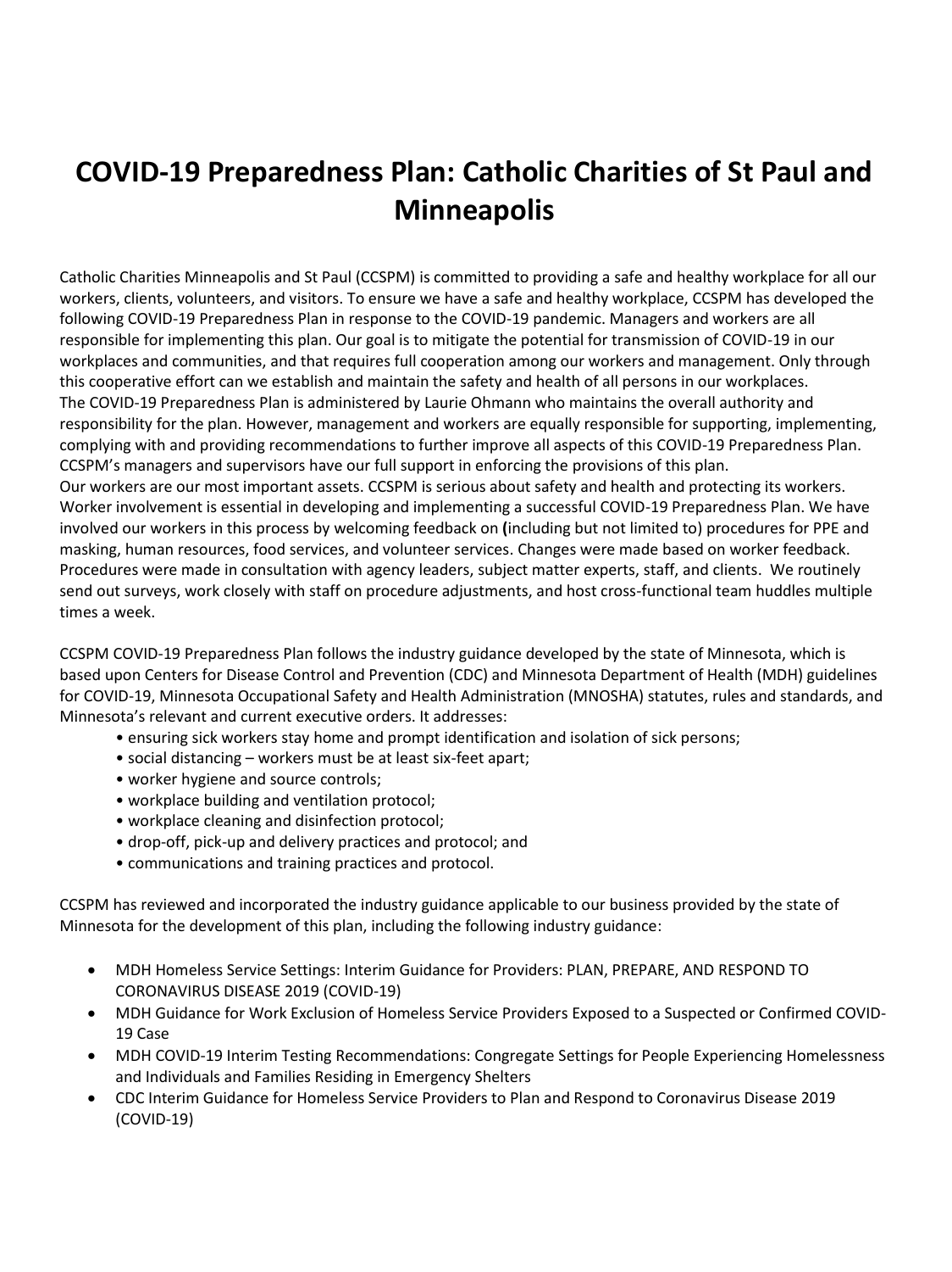# COVID-19 Preparedness Plan: Catholic Charities of St Paul and Minneapolis

Catholic Charities Minneapolis and St Paul (CCSPM) is committed to providing a safe and healthy workplace for all our workers, clients, volunteers, and visitors. To ensure we have a safe and healthy workplace, CCSPM has developed the following COVID-19 Preparedness Plan in response to the COVID-19 pandemic. Managers and workers are all responsible for implementing this plan. Our goal is to mitigate the potential for transmission of COVID-19 in our workplaces and communities, and that requires full cooperation among our workers and management. Only through this cooperative effort can we establish and maintain the safety and health of all persons in our workplaces. The COVID-19 Preparedness Plan is administered by Laurie Ohmann who maintains the overall authority and responsibility for the plan. However, management and workers are equally responsible for supporting, implementing, complying with and providing recommendations to further improve all aspects of this COVID-19 Preparedness Plan. CCSPM's managers and supervisors have our full support in enforcing the provisions of this plan.

Our workers are our most important assets. CCSPM is serious about safety and health and protecting its workers. Worker involvement is essential in developing and implementing a successful COVID-19 Preparedness Plan. We have involved our workers in this process by welcoming feedback on **(**including but not limited to) procedures for PPE and masking, human resources, food services, and volunteer services. Changes were made based on worker feedback. Procedures were made in consultation with agency leaders, subject matter experts, staff, and clients. We routinely send out surveys, work closely with staff on procedure adjustments, and host cross-functional team huddles multiple times a week.

CCSPM COVID-19 Preparedness Plan follows the industry guidance developed by the state of Minnesota, which is based upon Centers for Disease Control and Prevention (CDC) and Minnesota Department of Health (MDH) guidelines for COVID-19, Minnesota Occupational Safety and Health Administration (MNOSHA) statutes, rules and standards, and Minnesota's relevant and current executive orders. It addresses:

- ensuring sick workers stay home and prompt identification and isolation of sick persons;
- social distancing – workers must be at least six-feet apart;
- worker hygiene and source controls;
- workplace building and ventilation protocol;
- workplace cleaning and disinfection protocol;
- drop-off, pick-up and delivery practices and protocol; and
- communications and training practices and protocol.

CCSPM has reviewed and incorporated the industry guidance applicable to our business provided by the state of Minnesota for the development of this plan, including the following industry guidance:

- MDH Homeless Service Settings: Interim Guidance for Providers: PLAN, PREPARE, AND RESPOND TO CORONAVIRUS DISEASE 2019 (COVID-19)
- MDH Guidance for Work Exclusion of Homeless Service Providers Exposed to a Suspected or Confirmed COVID-19 Case
- MDH COVID-19 Interim Testing Recommendations: Congregate Settings for People Experiencing Homelessness and Individuals and Families Residing in Emergency Shelters
- CDC Interim Guidance for Homeless Service Providers to Plan and Respond to Coronavirus Disease 2019 (COVID-19)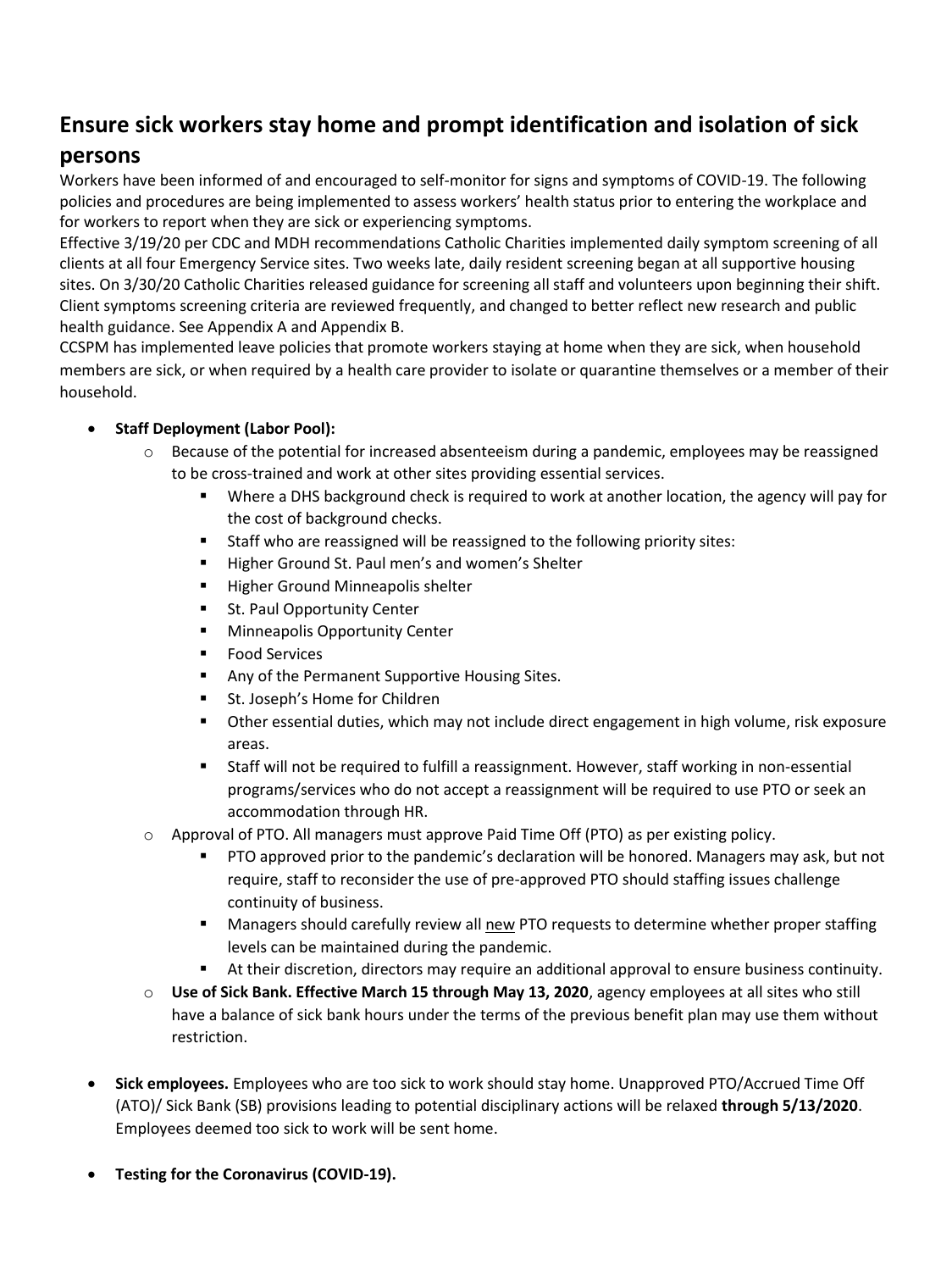## Ensure sick workers stay home and prompt identification and isolation of sick persons

Workers have been informed of and encouraged to self-monitor for signs and symptoms of COVID-19. The following policies and procedures are being implemented to assess workers' health status prior to entering the workplace and for workers to report when they are sick or experiencing symptoms.

Effective 3/19/20 per CDC and MDH recommendations Catholic Charities implemented daily symptom screening of all clients at all four Emergency Service sites. Two weeks late, daily resident screening began at all supportive housing sites. On 3/30/20 Catholic Charities released guidance for screening all staff and volunteers upon beginning their shift. Client symptoms screening criteria are reviewed frequently, and changed to better reflect new research and public health guidance. See Appendix A and Appendix B.

CCSPM has implemented leave policies that promote workers staying at home when they are sick, when household members are sick, or when required by a health care provider to isolate or quarantine themselves or a member of their household.

- **Staff Deployment (Labor Pool):**
  - Because of the potential for increased absenteeism during a pandemic, employees may be reassigned to be cross-trained and work at other sites providing essential services.
    - Where a DHS background check is required to work at another location, the agency will pay for the cost of background checks.
    - Staff who are reassigned will be reassigned to the following priority sites:
    - Higher Ground St. Paul men's and women's Shelter
    - Higher Ground Minneapolis shelter
    - St. Paul Opportunity Center
    - Minneapolis Opportunity Center
    - Food Services
    - Any of the Permanent Supportive Housing Sites.
    - St. Joseph's Home for Children
    - Other essential duties, which may not include direct engagement in high volume, risk exposure areas.
    - Staff will not be required to fulfill a reassignment. However, staff working in non-essential programs/services who do not accept a reassignment will be required to use PTO or seek an accommodation through HR.
  - Approval of PTO. All managers must approve Paid Time Off (PTO) as per existing policy.
    - PTO approved prior to the pandemic's declaration will be honored. Managers may ask, but not require, staff to reconsider the use of pre-approved PTO should staffing issues challenge continuity of business.
    - Managers should carefully review all new PTO requests to determine whether proper staffing levels can be maintained during the pandemic.
    - At their discretion, directors may require an additional approval to ensure business continuity.
  - **Use of Sick Bank. Effective March 15 through May 13, 2020**, agency employees at all sites who still have a balance of sick bank hours under the terms of the previous benefit plan may use them without restriction.

- **Sick employees.** Employees who are too sick to work should stay home. Unapproved PTO/Accrued Time Off (ATO)/ Sick Bank (SB) provisions leading to potential disciplinary actions will be relaxed **through 5/13/2020**. Employees deemed too sick to work will be sent home.

- **Testing for the Coronavirus (COVID-19).**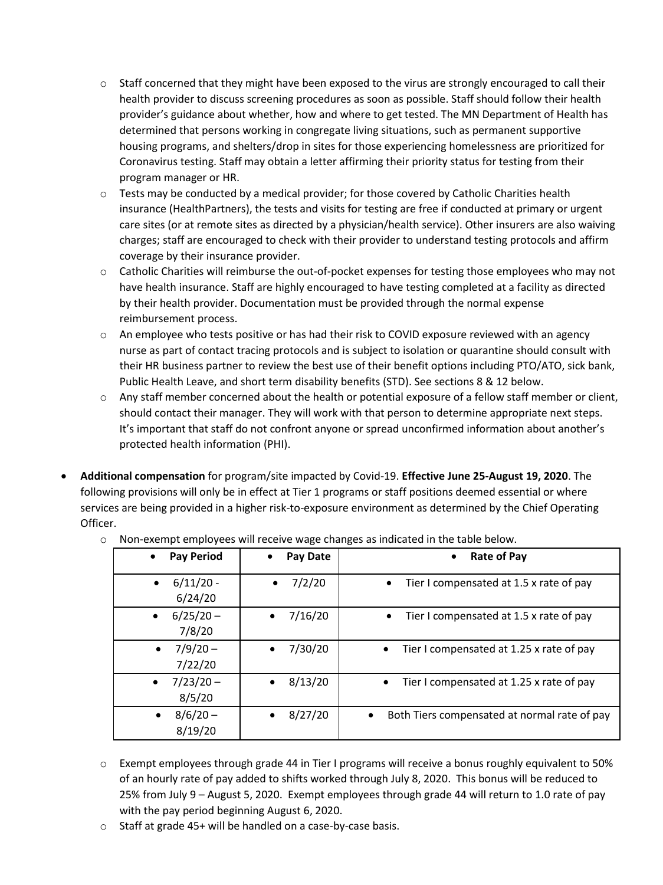- Staff concerned that they might have been exposed to the virus are strongly encouraged to call their health provider to discuss screening procedures as soon as possible. Staff should follow their health provider's guidance about whether, how and where to get tested. The MN Department of Health has determined that persons working in congregate living situations, such as permanent supportive housing programs, and shelters/drop in sites for those experiencing homelessness are prioritized for Coronavirus testing. Staff may obtain a letter affirming their priority status for testing from their program manager or HR.
- Tests may be conducted by a medical provider; for those covered by Catholic Charities health insurance (HealthPartners), the tests and visits for testing are free if conducted at primary or urgent care sites (or at remote sites as directed by a physician/health service). Other insurers are also waiving charges; staff are encouraged to check with their provider to understand testing protocols and affirm coverage by their insurance provider.
- Catholic Charities will reimburse the out-of-pocket expenses for testing those employees who may not have health insurance. Staff are highly encouraged to have testing completed at a facility as directed by their health provider. Documentation must be provided through the normal expense reimbursement process.
- An employee who tests positive or has had their risk to COVID exposure reviewed with an agency nurse as part of contact tracing protocols and is subject to isolation or quarantine should consult with their HR business partner to review the best use of their benefit options including PTO/ATO, sick bank, Public Health Leave, and short term disability benefits (STD). See sections 8 & 12 below.
- Any staff member concerned about the health or potential exposure of a fellow staff member or client, should contact their manager. They will work with that person to determine appropriate next steps. It's important that staff do not confront anyone or spread unconfirmed information about another's protected health information (PHI).

- **Additional compensation** for program/site impacted by Covid-19. **Effective June 25-August 19, 2020**. The following provisions will only be in effect at Tier 1 programs or staff positions deemed essential or where services are being provided in a higher risk-to-exposure environment as determined by the Chief Operating Officer.
    - Non-exempt employees will receive wage changes as indicated in the table below.

| **Pay Period** | **Pay Date** | **Rate of Pay** |
|---|---|---|
| 6/11/20 - 6/24/20 | 7/2/20 | Tier I compensated at 1.5 x rate of pay |
| 6/25/20 – 7/8/20 | 7/16/20 | Tier I compensated at 1.5 x rate of pay |
| 7/9/20 – 7/22/20 | 7/30/20 | Tier I compensated at 1.25 x rate of pay |
| 7/23/20 – 8/5/20 | 8/13/20 | Tier I compensated at 1.25 x rate of pay |
| 8/6/20 – 8/19/20 | 8/27/20 | Both Tiers compensated at normal rate of pay |

    - Exempt employees through grade 44 in Tier I programs will receive a bonus roughly equivalent to 50% of an hourly rate of pay added to shifts worked through July 8, 2020. This bonus will be reduced to 25% from July 9 – August 5, 2020. Exempt employees through grade 44 will return to 1.0 rate of pay with the pay period beginning August 6, 2020.
    - Staff at grade 45+ will be handled on a case-by-case basis.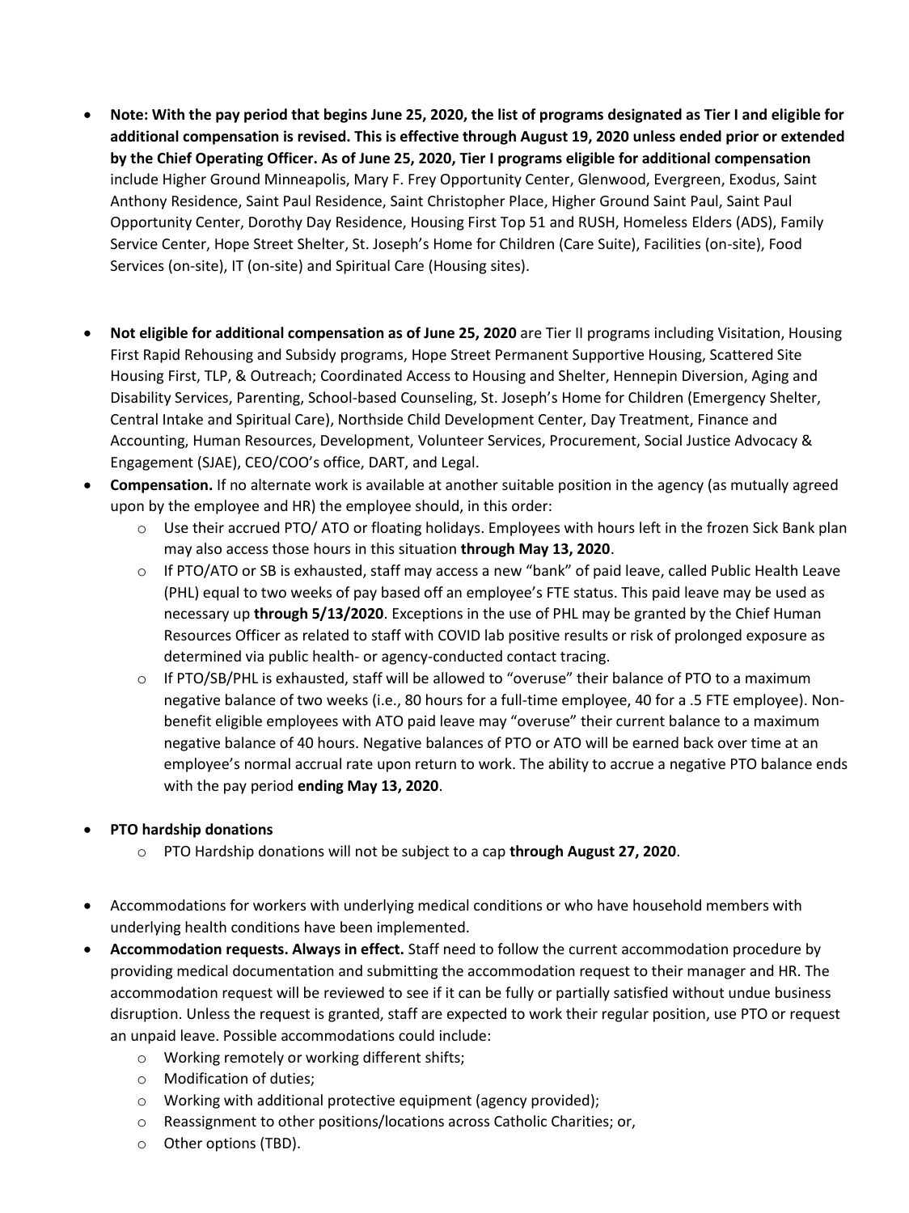- **Note: With the pay period that begins June 25, 2020, the list of programs designated as Tier I and eligible for additional compensation is revised. This is effective through August 19, 2020 unless ended prior or extended by the Chief Operating Officer. As of June 25, 2020, Tier I programs eligible for additional compensation** include Higher Ground Minneapolis, Mary F. Frey Opportunity Center, Glenwood, Evergreen, Exodus, Saint Anthony Residence, Saint Paul Residence, Saint Christopher Place, Higher Ground Saint Paul, Saint Paul Opportunity Center, Dorothy Day Residence, Housing First Top 51 and RUSH, Homeless Elders (ADS), Family Service Center, Hope Street Shelter, St. Joseph's Home for Children (Care Suite), Facilities (on-site), Food Services (on-site), IT (on-site) and Spiritual Care (Housing sites).

- **Not eligible for additional compensation as of June 25, 2020** are Tier II programs including Visitation, Housing First Rapid Rehousing and Subsidy programs, Hope Street Permanent Supportive Housing, Scattered Site Housing First, TLP, & Outreach; Coordinated Access to Housing and Shelter, Hennepin Diversion, Aging and Disability Services, Parenting, School-based Counseling, St. Joseph's Home for Children (Emergency Shelter, Central Intake and Spiritual Care), Northside Child Development Center, Day Treatment, Finance and Accounting, Human Resources, Development, Volunteer Services, Procurement, Social Justice Advocacy & Engagement (SJAE), CEO/COO's office, DART, and Legal.
- **Compensation.** If no alternate work is available at another suitable position in the agency (as mutually agreed upon by the employee and HR) the employee should, in this order:
  - Use their accrued PTO/ ATO or floating holidays. Employees with hours left in the frozen Sick Bank plan may also access those hours in this situation **through May 13, 2020**.
  - If PTO/ATO or SB is exhausted, staff may access a new "bank" of paid leave, called Public Health Leave (PHL) equal to two weeks of pay based off an employee's FTE status. This paid leave may be used as necessary up **through 5/13/2020**. Exceptions in the use of PHL may be granted by the Chief Human Resources Officer as related to staff with COVID lab positive results or risk of prolonged exposure as determined via public health- or agency-conducted contact tracing.
  - If PTO/SB/PHL is exhausted, staff will be allowed to "overuse" their balance of PTO to a maximum negative balance of two weeks (i.e., 80 hours for a full-time employee, 40 for a .5 FTE employee). Non-benefit eligible employees with ATO paid leave may "overuse" their current balance to a maximum negative balance of 40 hours. Negative balances of PTO or ATO will be earned back over time at an employee's normal accrual rate upon return to work. The ability to accrue a negative PTO balance ends with the pay period **ending May 13, 2020**.

- **PTO hardship donations**
  - PTO Hardship donations will not be subject to a cap **through August 27, 2020**.

- Accommodations for workers with underlying medical conditions or who have household members with underlying health conditions have been implemented.
- **Accommodation requests. Always in effect.** Staff need to follow the current accommodation procedure by providing medical documentation and submitting the accommodation request to their manager and HR. The accommodation request will be reviewed to see if it can be fully or partially satisfied without undue business disruption. Unless the request is granted, staff are expected to work their regular position, use PTO or request an unpaid leave. Possible accommodations could include:
  - Working remotely or working different shifts;
  - Modification of duties;
  - Working with additional protective equipment (agency provided);
  - Reassignment to other positions/locations across Catholic Charities; or,
  - Other options (TBD).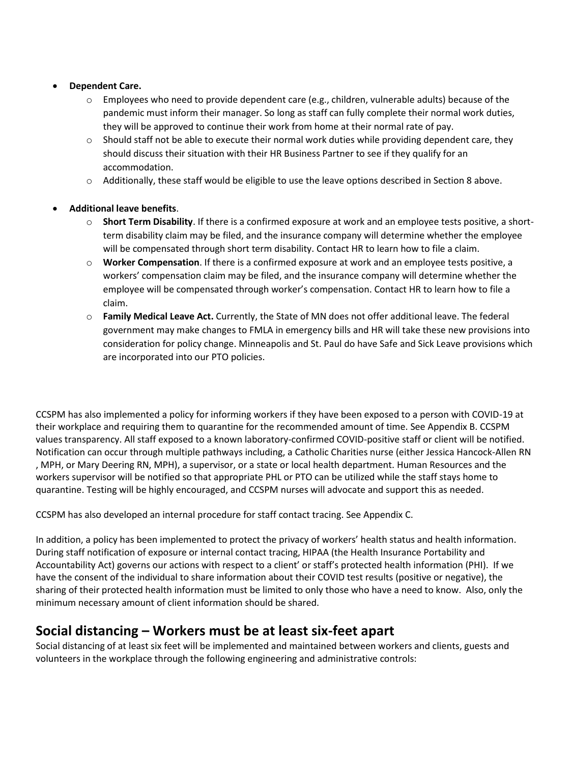- **Dependent Care.**
  - Employees who need to provide dependent care (e.g., children, vulnerable adults) because of the pandemic must inform their manager. So long as staff can fully complete their normal work duties, they will be approved to continue their work from home at their normal rate of pay.
  - Should staff not be able to execute their normal work duties while providing dependent care, they should discuss their situation with their HR Business Partner to see if they qualify for an accommodation.
  - Additionally, these staff would be eligible to use the leave options described in Section 8 above.

- **Additional leave benefits**.
  - **Short Term Disability**. If there is a confirmed exposure at work and an employee tests positive, a short-term disability claim may be filed, and the insurance company will determine whether the employee will be compensated through short term disability. Contact HR to learn how to file a claim.
  - **Worker Compensation**. If there is a confirmed exposure at work and an employee tests positive, a workers' compensation claim may be filed, and the insurance company will determine whether the employee will be compensated through worker's compensation. Contact HR to learn how to file a claim.
  - **Family Medical Leave Act.** Currently, the State of MN does not offer additional leave. The federal government may make changes to FMLA in emergency bills and HR will take these new provisions into consideration for policy change. Minneapolis and St. Paul do have Safe and Sick Leave provisions which are incorporated into our PTO policies.

CCSPM has also implemented a policy for informing workers if they have been exposed to a person with COVID-19 at their workplace and requiring them to quarantine for the recommended amount of time. See Appendix B. CCSPM values transparency. All staff exposed to a known laboratory-confirmed COVID-positive staff or client will be notified. Notification can occur through multiple pathways including, a Catholic Charities nurse (either Jessica Hancock-Allen RN , MPH, or Mary Deering RN, MPH), a supervisor, or a state or local health department. Human Resources and the workers supervisor will be notified so that appropriate PHL or PTO can be utilized while the staff stays home to quarantine. Testing will be highly encouraged, and CCSPM nurses will advocate and support this as needed.

CCSPM has also developed an internal procedure for staff contact tracing. See Appendix C.

In addition, a policy has been implemented to protect the privacy of workers' health status and health information. During staff notification of exposure or internal contact tracing, HIPAA (the Health Insurance Portability and Accountability Act) governs our actions with respect to a client' or staff's protected health information (PHI). If we have the consent of the individual to share information about their COVID test results (positive or negative), the sharing of their protected health information must be limited to only those who have a need to know. Also, only the minimum necessary amount of client information should be shared.

## Social distancing – Workers must be at least six-feet apart

Social distancing of at least six feet will be implemented and maintained between workers and clients, guests and volunteers in the workplace through the following engineering and administrative controls: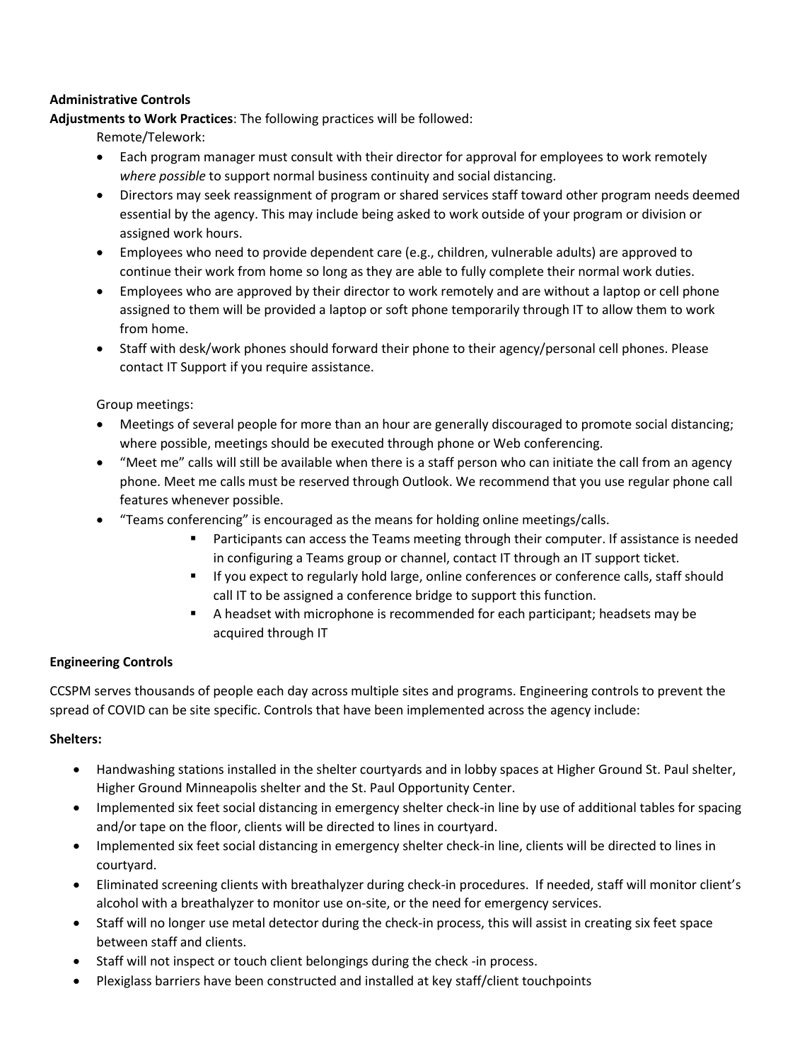**Administrative Controls**

**Adjustments to Work Practices**: The following practices will be followed:

Remote/Telework:

- Each program manager must consult with their director for approval for employees to work remotely *where possible* to support normal business continuity and social distancing.
- Directors may seek reassignment of program or shared services staff toward other program needs deemed essential by the agency. This may include being asked to work outside of your program or division or assigned work hours.
- Employees who need to provide dependent care (e.g., children, vulnerable adults) are approved to continue their work from home so long as they are able to fully complete their normal work duties.
- Employees who are approved by their director to work remotely and are without a laptop or cell phone assigned to them will be provided a laptop or soft phone temporarily through IT to allow them to work from home.
- Staff with desk/work phones should forward their phone to their agency/personal cell phones. Please contact IT Support if you require assistance.

Group meetings:

- Meetings of several people for more than an hour are generally discouraged to promote social distancing; where possible, meetings should be executed through phone or Web conferencing.
- "Meet me" calls will still be available when there is a staff person who can initiate the call from an agency phone. Meet me calls must be reserved through Outlook. We recommend that you use regular phone call features whenever possible.
- "Teams conferencing" is encouraged as the means for holding online meetings/calls.
    - Participants can access the Teams meeting through their computer. If assistance is needed in configuring a Teams group or channel, contact IT through an IT support ticket.
    - If you expect to regularly hold large, online conferences or conference calls, staff should call IT to be assigned a conference bridge to support this function.
    - A headset with microphone is recommended for each participant; headsets may be acquired through IT

**Engineering Controls**

CCSPM serves thousands of people each day across multiple sites and programs. Engineering controls to prevent the spread of COVID can be site specific. Controls that have been implemented across the agency include:

**Shelters:**

- Handwashing stations installed in the shelter courtyards and in lobby spaces at Higher Ground St. Paul shelter, Higher Ground Minneapolis shelter and the St. Paul Opportunity Center.
- Implemented six feet social distancing in emergency shelter check-in line by use of additional tables for spacing and/or tape on the floor, clients will be directed to lines in courtyard.
- Implemented six feet social distancing in emergency shelter check-in line, clients will be directed to lines in courtyard.
- Eliminated screening clients with breathalyzer during check-in procedures. If needed, staff will monitor client's alcohol with a breathalyzer to monitor use on-site, or the need for emergency services.
- Staff will no longer use metal detector during the check-in process, this will assist in creating six feet space between staff and clients.
- Staff will not inspect or touch client belongings during the check -in process.
- Plexiglass barriers have been constructed and installed at key staff/client touchpoints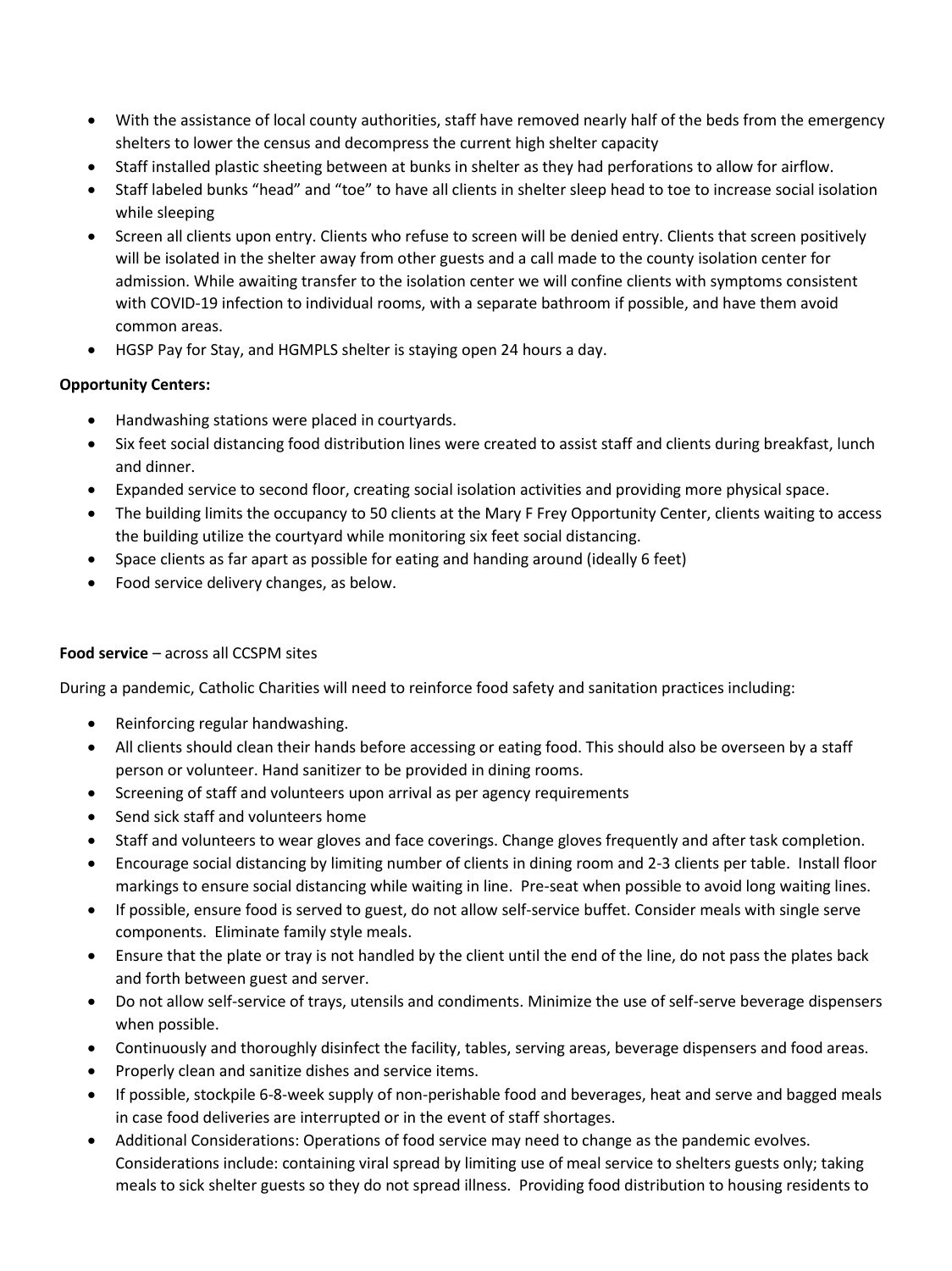- With the assistance of local county authorities, staff have removed nearly half of the beds from the emergency shelters to lower the census and decompress the current high shelter capacity
- Staff installed plastic sheeting between at bunks in shelter as they had perforations to allow for airflow.
- Staff labeled bunks "head" and "toe" to have all clients in shelter sleep head to toe to increase social isolation while sleeping
- Screen all clients upon entry. Clients who refuse to screen will be denied entry. Clients that screen positively will be isolated in the shelter away from other guests and a call made to the county isolation center for admission. While awaiting transfer to the isolation center we will confine clients with symptoms consistent with COVID-19 infection to individual rooms, with a separate bathroom if possible, and have them avoid common areas.
- HGSP Pay for Stay, and HGMPLS shelter is staying open 24 hours a day.

**Opportunity Centers:**

- Handwashing stations were placed in courtyards.
- Six feet social distancing food distribution lines were created to assist staff and clients during breakfast, lunch and dinner.
- Expanded service to second floor, creating social isolation activities and providing more physical space.
- The building limits the occupancy to 50 clients at the Mary F Frey Opportunity Center, clients waiting to access the building utilize the courtyard while monitoring six feet social distancing.
- Space clients as far apart as possible for eating and handing around (ideally 6 feet)
- Food service delivery changes, as below.

**Food service** – across all CCSPM sites

During a pandemic, Catholic Charities will need to reinforce food safety and sanitation practices including:

- Reinforcing regular handwashing.
- All clients should clean their hands before accessing or eating food. This should also be overseen by a staff person or volunteer. Hand sanitizer to be provided in dining rooms.
- Screening of staff and volunteers upon arrival as per agency requirements
- Send sick staff and volunteers home
- Staff and volunteers to wear gloves and face coverings. Change gloves frequently and after task completion.
- Encourage social distancing by limiting number of clients in dining room and 2-3 clients per table. Install floor markings to ensure social distancing while waiting in line. Pre-seat when possible to avoid long waiting lines.
- If possible, ensure food is served to guest, do not allow self-service buffet. Consider meals with single serve components. Eliminate family style meals.
- Ensure that the plate or tray is not handled by the client until the end of the line, do not pass the plates back and forth between guest and server.
- Do not allow self-service of trays, utensils and condiments. Minimize the use of self-serve beverage dispensers when possible.
- Continuously and thoroughly disinfect the facility, tables, serving areas, beverage dispensers and food areas.
- Properly clean and sanitize dishes and service items.
- If possible, stockpile 6-8-week supply of non-perishable food and beverages, heat and serve and bagged meals in case food deliveries are interrupted or in the event of staff shortages.
- Additional Considerations: Operations of food service may need to change as the pandemic evolves. Considerations include: containing viral spread by limiting use of meal service to shelters guests only; taking meals to sick shelter guests so they do not spread illness. Providing food distribution to housing residents to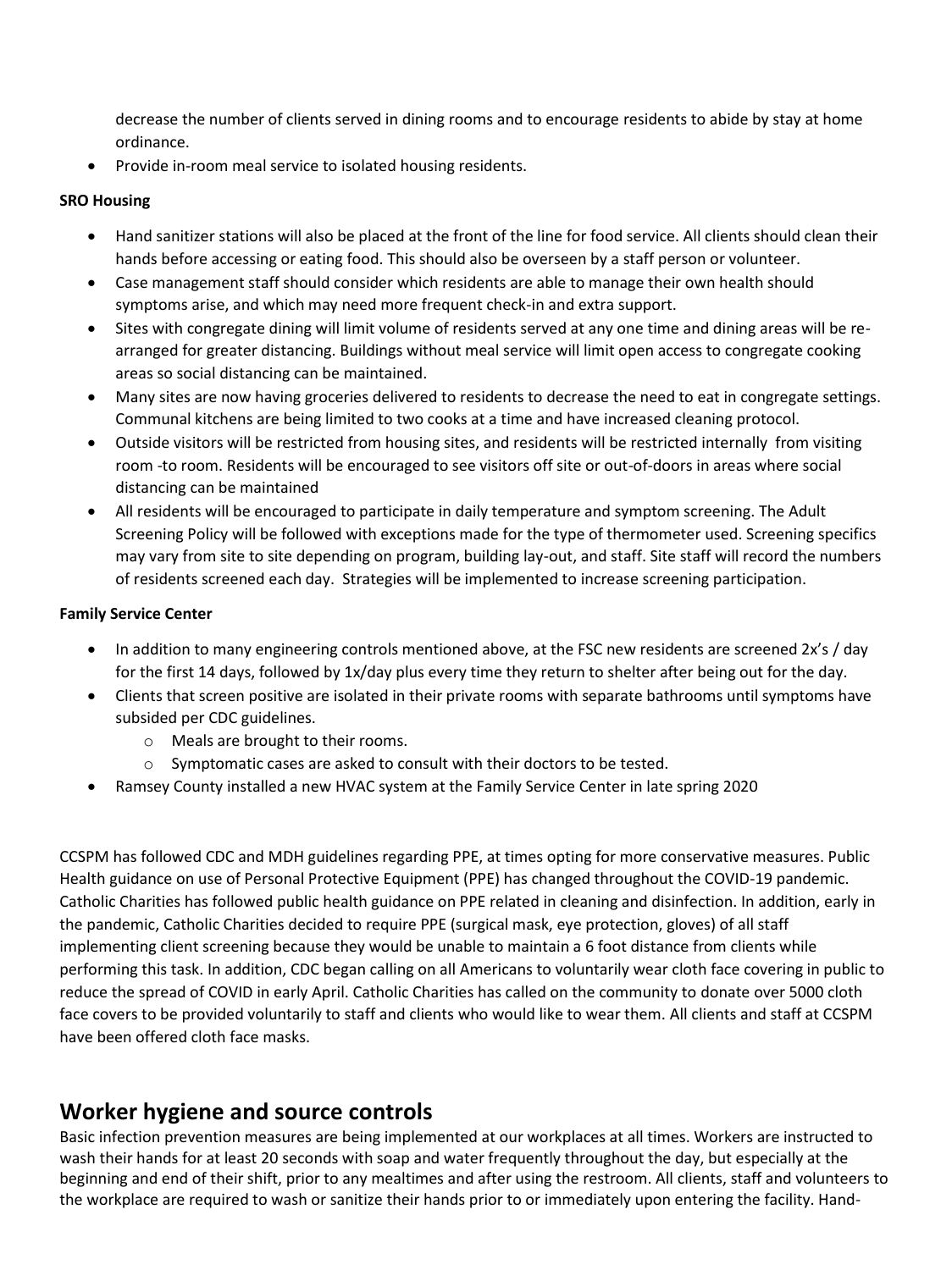decrease the number of clients served in dining rooms and to encourage residents to abide by stay at home ordinance.

- Provide in-room meal service to isolated housing residents.

**SRO Housing**

- Hand sanitizer stations will also be placed at the front of the line for food service. All clients should clean their hands before accessing or eating food. This should also be overseen by a staff person or volunteer.
- Case management staff should consider which residents are able to manage their own health should symptoms arise, and which may need more frequent check-in and extra support.
- Sites with congregate dining will limit volume of residents served at any one time and dining areas will be re-arranged for greater distancing. Buildings without meal service will limit open access to congregate cooking areas so social distancing can be maintained.
- Many sites are now having groceries delivered to residents to decrease the need to eat in congregate settings. Communal kitchens are being limited to two cooks at a time and have increased cleaning protocol.
- Outside visitors will be restricted from housing sites, and residents will be restricted internally from visiting room -to room. Residents will be encouraged to see visitors off site or out-of-doors in areas where social distancing can be maintained
- All residents will be encouraged to participate in daily temperature and symptom screening. The Adult Screening Policy will be followed with exceptions made for the type of thermometer used. Screening specifics may vary from site to site depending on program, building lay-out, and staff. Site staff will record the numbers of residents screened each day. Strategies will be implemented to increase screening participation.

**Family Service Center**

- In addition to many engineering controls mentioned above, at the FSC new residents are screened 2x's / day for the first 14 days, followed by 1x/day plus every time they return to shelter after being out for the day.
- Clients that screen positive are isolated in their private rooms with separate bathrooms until symptoms have subsided per CDC guidelines.
  - Meals are brought to their rooms.
  - Symptomatic cases are asked to consult with their doctors to be tested.
- Ramsey County installed a new HVAC system at the Family Service Center in late spring 2020

CCSPM has followed CDC and MDH guidelines regarding PPE, at times opting for more conservative measures. Public Health guidance on use of Personal Protective Equipment (PPE) has changed throughout the COVID-19 pandemic. Catholic Charities has followed public health guidance on PPE related in cleaning and disinfection. In addition, early in the pandemic, Catholic Charities decided to require PPE (surgical mask, eye protection, gloves) of all staff implementing client screening because they would be unable to maintain a 6 foot distance from clients while performing this task. In addition, CDC began calling on all Americans to voluntarily wear cloth face covering in public to reduce the spread of COVID in early April. Catholic Charities has called on the community to donate over 5000 cloth face covers to be provided voluntarily to staff and clients who would like to wear them. All clients and staff at CCSPM have been offered cloth face masks.

## Worker hygiene and source controls

Basic infection prevention measures are being implemented at our workplaces at all times. Workers are instructed to wash their hands for at least 20 seconds with soap and water frequently throughout the day, but especially at the beginning and end of their shift, prior to any mealtimes and after using the restroom. All clients, staff and volunteers to the workplace are required to wash or sanitize their hands prior to or immediately upon entering the facility. Hand-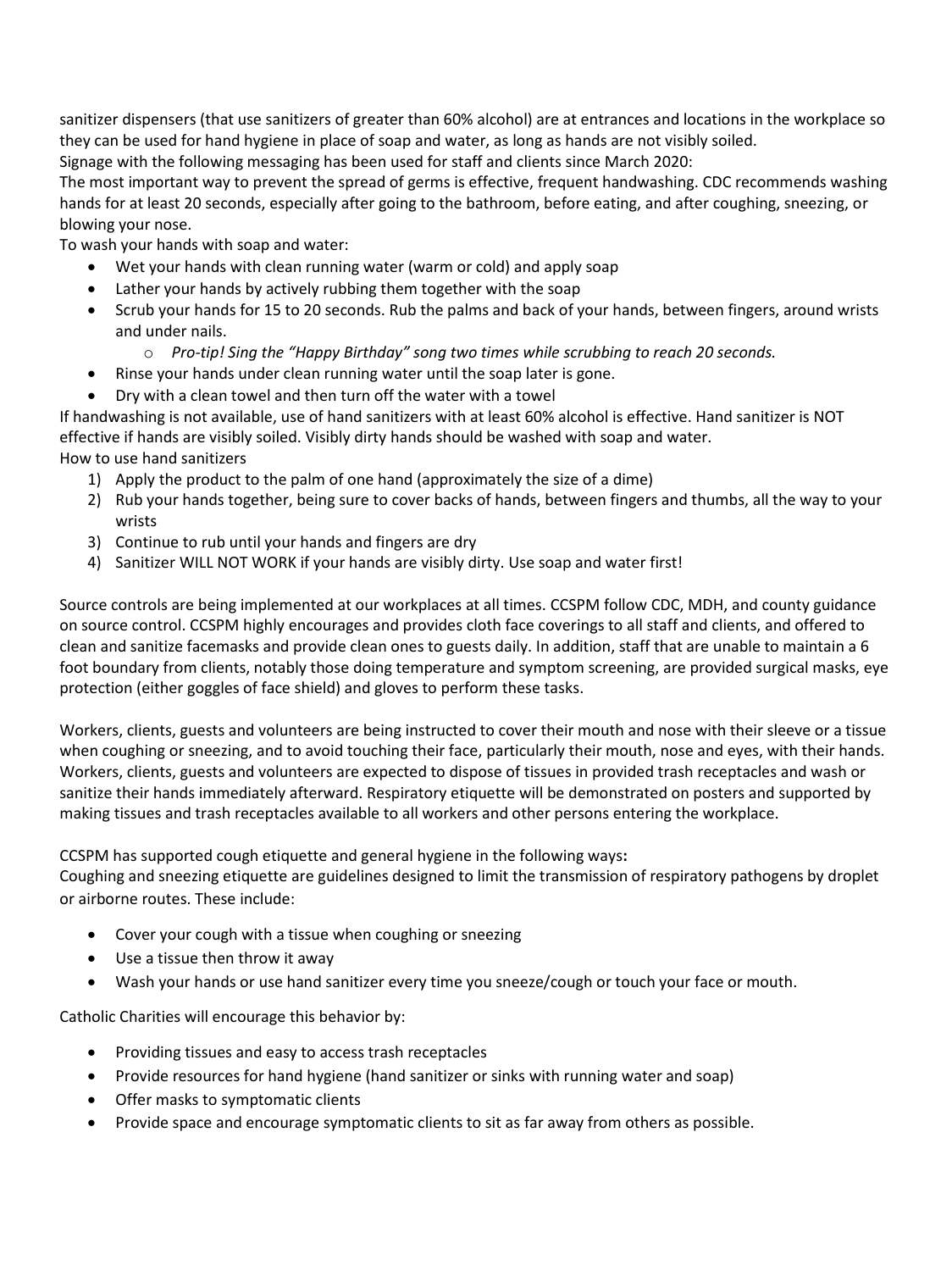sanitizer dispensers (that use sanitizers of greater than 60% alcohol) are at entrances and locations in the workplace so they can be used for hand hygiene in place of soap and water, as long as hands are not visibly soiled.

Signage with the following messaging has been used for staff and clients since March 2020:

The most important way to prevent the spread of germs is effective, frequent handwashing. CDC recommends washing hands for at least 20 seconds, especially after going to the bathroom, before eating, and after coughing, sneezing, or blowing your nose.

To wash your hands with soap and water:

- Wet your hands with clean running water (warm or cold) and apply soap
- Lather your hands by actively rubbing them together with the soap
- Scrub your hands for 15 to 20 seconds. Rub the palms and back of your hands, between fingers, around wrists and under nails.
    - *Pro-tip! Sing the "Happy Birthday" song two times while scrubbing to reach 20 seconds.*
- Rinse your hands under clean running water until the soap later is gone.
- Dry with a clean towel and then turn off the water with a towel

If handwashing is not available, use of hand sanitizers with at least 60% alcohol is effective. Hand sanitizer is NOT effective if hands are visibly soiled. Visibly dirty hands should be washed with soap and water.

How to use hand sanitizers

1) Apply the product to the palm of one hand (approximately the size of a dime)
2) Rub your hands together, being sure to cover backs of hands, between fingers and thumbs, all the way to your wrists
3) Continue to rub until your hands and fingers are dry
4) Sanitizer WILL NOT WORK if your hands are visibly dirty. Use soap and water first!

Source controls are being implemented at our workplaces at all times. CCSPM follow CDC, MDH, and county guidance on source control. CCSPM highly encourages and provides cloth face coverings to all staff and clients, and offered to clean and sanitize facemasks and provide clean ones to guests daily. In addition, staff that are unable to maintain a 6 foot boundary from clients, notably those doing temperature and symptom screening, are provided surgical masks, eye protection (either goggles of face shield) and gloves to perform these tasks.

Workers, clients, guests and volunteers are being instructed to cover their mouth and nose with their sleeve or a tissue when coughing or sneezing, and to avoid touching their face, particularly their mouth, nose and eyes, with their hands. Workers, clients, guests and volunteers are expected to dispose of tissues in provided trash receptacles and wash or sanitize their hands immediately afterward. Respiratory etiquette will be demonstrated on posters and supported by making tissues and trash receptacles available to all workers and other persons entering the workplace.

CCSPM has supported cough etiquette and general hygiene in the following ways**:**

Coughing and sneezing etiquette are guidelines designed to limit the transmission of respiratory pathogens by droplet or airborne routes. These include:

- Cover your cough with a tissue when coughing or sneezing
- Use a tissue then throw it away
- Wash your hands or use hand sanitizer every time you sneeze/cough or touch your face or mouth.

Catholic Charities will encourage this behavior by:

- Providing tissues and easy to access trash receptacles
- Provide resources for hand hygiene (hand sanitizer or sinks with running water and soap)
- Offer masks to symptomatic clients
- Provide space and encourage symptomatic clients to sit as far away from others as possible.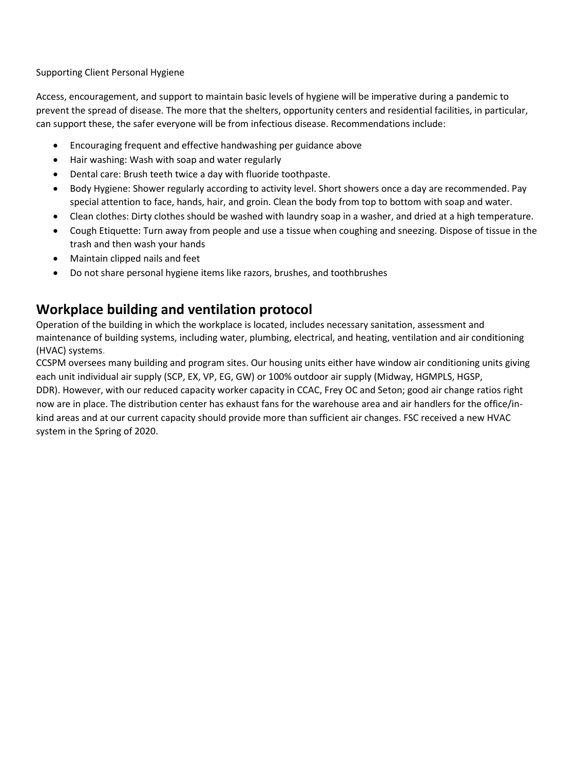Supporting Client Personal Hygiene

Access, encouragement, and support to maintain basic levels of hygiene will be imperative during a pandemic to prevent the spread of disease. The more that the shelters, opportunity centers and residential facilities, in particular, can support these, the safer everyone will be from infectious disease. Recommendations include:

- Encouraging frequent and effective handwashing per guidance above
- Hair washing: Wash with soap and water regularly
- Dental care: Brush teeth twice a day with fluoride toothpaste.
- Body Hygiene: Shower regularly according to activity level. Short showers once a day are recommended. Pay special attention to face, hands, hair, and groin. Clean the body from top to bottom with soap and water.
- Clean clothes: Dirty clothes should be washed with laundry soap in a washer, and dried at a high temperature.
- Cough Etiquette: Turn away from people and use a tissue when coughing and sneezing. Dispose of tissue in the trash and then wash your hands
- Maintain clipped nails and feet
- Do not share personal hygiene items like razors, brushes, and toothbrushes

## Workplace building and ventilation protocol

Operation of the building in which the workplace is located, includes necessary sanitation, assessment and maintenance of building systems, including water, plumbing, electrical, and heating, ventilation and air conditioning (HVAC) systems.

CCSPM oversees many building and program sites. Our housing units either have window air conditioning units giving each unit individual air supply (SCP, EX, VP, EG, GW) or 100% outdoor air supply (Midway, HGMPLS, HGSP, DDR). However, with our reduced capacity worker capacity in CCAC, Frey OC and Seton; good air change ratios right now are in place. The distribution center has exhaust fans for the warehouse area and air handlers for the office/in-kind areas and at our current capacity should provide more than sufficient air changes. FSC received a new HVAC system in the Spring of 2020.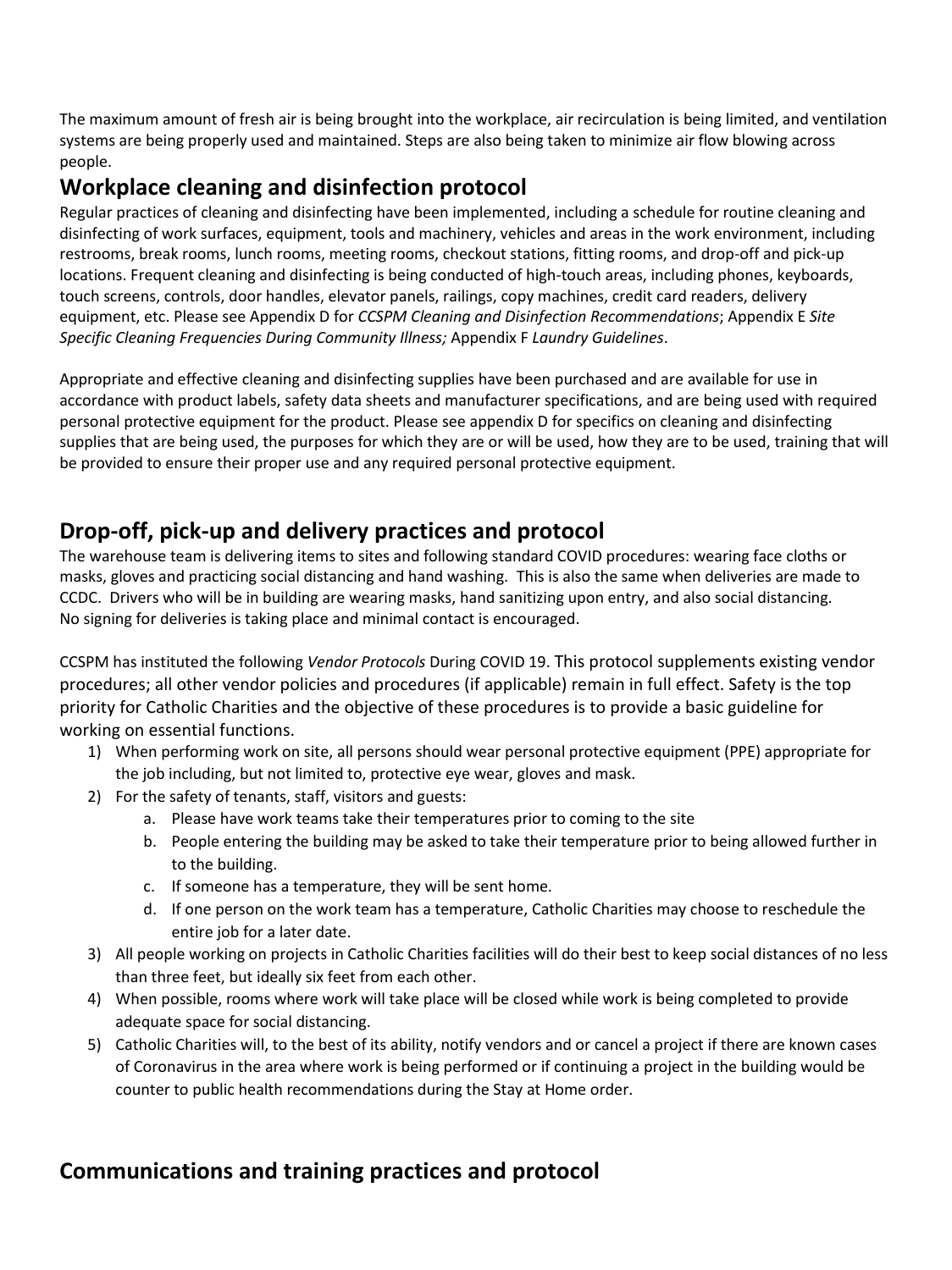The maximum amount of fresh air is being brought into the workplace, air recirculation is being limited, and ventilation systems are being properly used and maintained. Steps are also being taken to minimize air flow blowing across people.

## Workplace cleaning and disinfection protocol

Regular practices of cleaning and disinfecting have been implemented, including a schedule for routine cleaning and disinfecting of work surfaces, equipment, tools and machinery, vehicles and areas in the work environment, including restrooms, break rooms, lunch rooms, meeting rooms, checkout stations, fitting rooms, and drop-off and pick-up locations. Frequent cleaning and disinfecting is being conducted of high-touch areas, including phones, keyboards, touch screens, controls, door handles, elevator panels, railings, copy machines, credit card readers, delivery equipment, etc. Please see Appendix D for *CCSPM Cleaning and Disinfection Recommendations*; Appendix E *Site Specific Cleaning Frequencies During Community Illness;* Appendix F *Laundry Guidelines*.

Appropriate and effective cleaning and disinfecting supplies have been purchased and are available for use in accordance with product labels, safety data sheets and manufacturer specifications, and are being used with required personal protective equipment for the product. Please see appendix D for specifics on cleaning and disinfecting supplies that are being used, the purposes for which they are or will be used, how they are to be used, training that will be provided to ensure their proper use and any required personal protective equipment.

## Drop-off, pick-up and delivery practices and protocol

The warehouse team is delivering items to sites and following standard COVID procedures: wearing face cloths or masks, gloves and practicing social distancing and hand washing. This is also the same when deliveries are made to CCDC. Drivers who will be in building are wearing masks, hand sanitizing upon entry, and also social distancing. No signing for deliveries is taking place and minimal contact is encouraged.

CCSPM has instituted the following *Vendor Protocols* During COVID 19. This protocol supplements existing vendor procedures; all other vendor policies and procedures (if applicable) remain in full effect. Safety is the top priority for Catholic Charities and the objective of these procedures is to provide a basic guideline for working on essential functions.

1) When performing work on site, all persons should wear personal protective equipment (PPE) appropriate for the job including, but not limited to, protective eye wear, gloves and mask.
2) For the safety of tenants, staff, visitors and guests:
   a. Please have work teams take their temperatures prior to coming to the site
   b. People entering the building may be asked to take their temperature prior to being allowed further in to the building.
   c. If someone has a temperature, they will be sent home.
   d. If one person on the work team has a temperature, Catholic Charities may choose to reschedule the entire job for a later date.
3) All people working on projects in Catholic Charities facilities will do their best to keep social distances of no less than three feet, but ideally six feet from each other.
4) When possible, rooms where work will take place will be closed while work is being completed to provide adequate space for social distancing.
5) Catholic Charities will, to the best of its ability, notify vendors and or cancel a project if there are known cases of Coronavirus in the area where work is being performed or if continuing a project in the building would be counter to public health recommendations during the Stay at Home order.

## Communications and training practices and protocol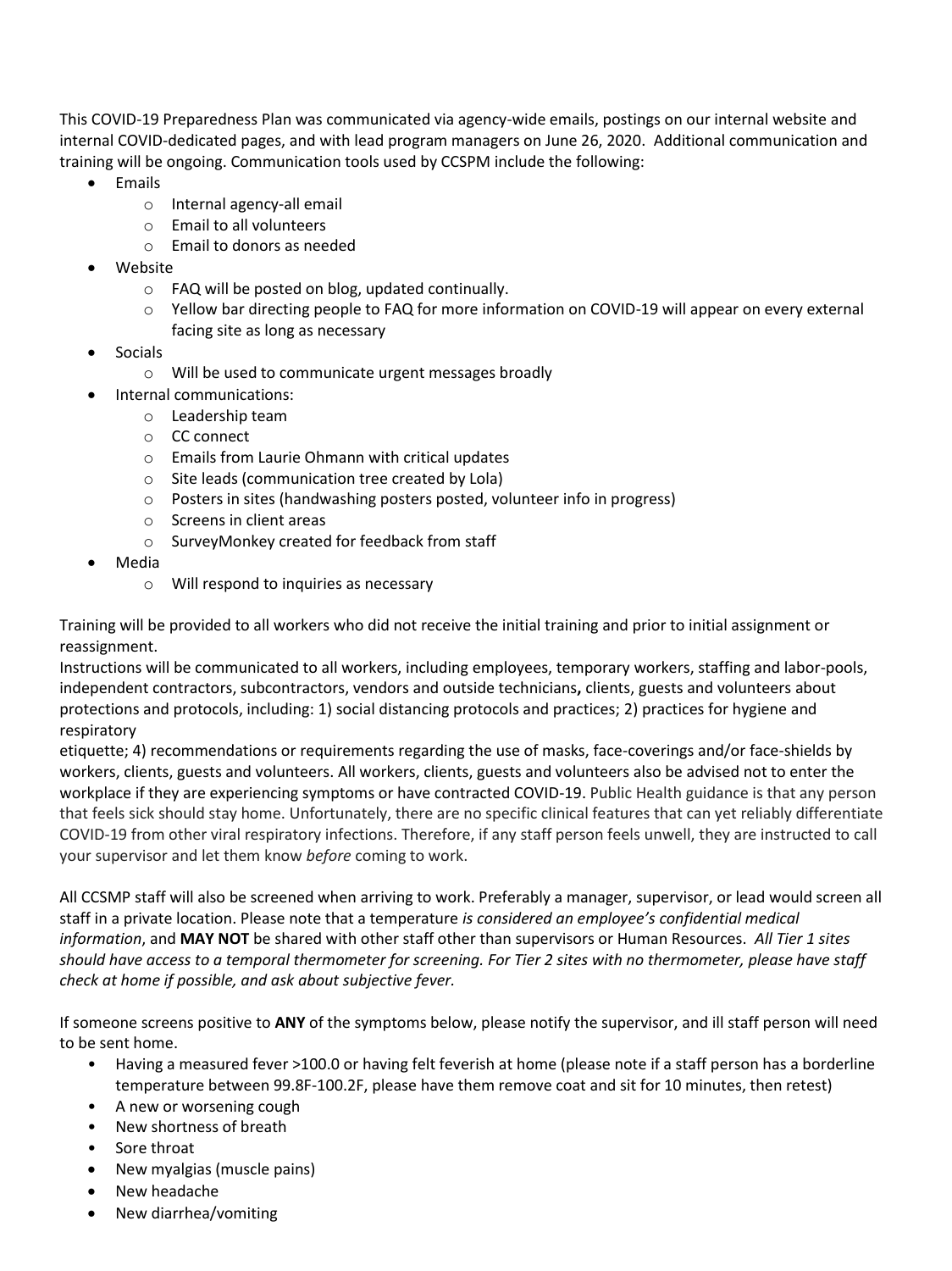This COVID-19 Preparedness Plan was communicated via agency-wide emails, postings on our internal website and internal COVID-dedicated pages, and with lead program managers on June 26, 2020. Additional communication and training will be ongoing. Communication tools used by CCSPM include the following:

- Emails
    - Internal agency-all email
    - Email to all volunteers
    - Email to donors as needed
- Website
    - FAQ will be posted on blog, updated continually.
    - Yellow bar directing people to FAQ for more information on COVID-19 will appear on every external facing site as long as necessary
- Socials
    - Will be used to communicate urgent messages broadly
- Internal communications:
    - Leadership team
    - CC connect
    - Emails from Laurie Ohmann with critical updates
    - Site leads (communication tree created by Lola)
    - Posters in sites (handwashing posters posted, volunteer info in progress)
    - Screens in client areas
    - SurveyMonkey created for feedback from staff
- Media
    - Will respond to inquiries as necessary

Training will be provided to all workers who did not receive the initial training and prior to initial assignment or reassignment.
Instructions will be communicated to all workers, including employees, temporary workers, staffing and labor-pools, independent contractors, subcontractors, vendors and outside technicians**,** clients, guests and volunteers about protections and protocols, including: 1) social distancing protocols and practices; 2) practices for hygiene and respiratory
etiquette; 4) recommendations or requirements regarding the use of masks, face-coverings and/or face-shields by workers, clients, guests and volunteers. All workers, clients, guests and volunteers also be advised not to enter the workplace if they are experiencing symptoms or have contracted COVID-19. Public Health guidance is that any person that feels sick should stay home. Unfortunately, there are no specific clinical features that can yet reliably differentiate COVID-19 from other viral respiratory infections. Therefore, if any staff person feels unwell, they are instructed to call your supervisor and let them know *before* coming to work.

All CCSMP staff will also be screened when arriving to work. Preferably a manager, supervisor, or lead would screen all staff in a private location. Please note that a temperature *is considered an employee's confidential medical information*, and **MAY NOT** be shared with other staff other than supervisors or Human Resources. *All Tier 1 sites should have access to a temporal thermometer for screening. For Tier 2 sites with no thermometer, please have staff check at home if possible, and ask about subjective fever.*

If someone screens positive to **ANY** of the symptoms below, please notify the supervisor, and ill staff person will need to be sent home.

- Having a measured fever >100.0 or having felt feverish at home (please note if a staff person has a borderline temperature between 99.8F-100.2F, please have them remove coat and sit for 10 minutes, then retest)
- A new or worsening cough
- New shortness of breath
- Sore throat
- New myalgias (muscle pains)
- New headache
- New diarrhea/vomiting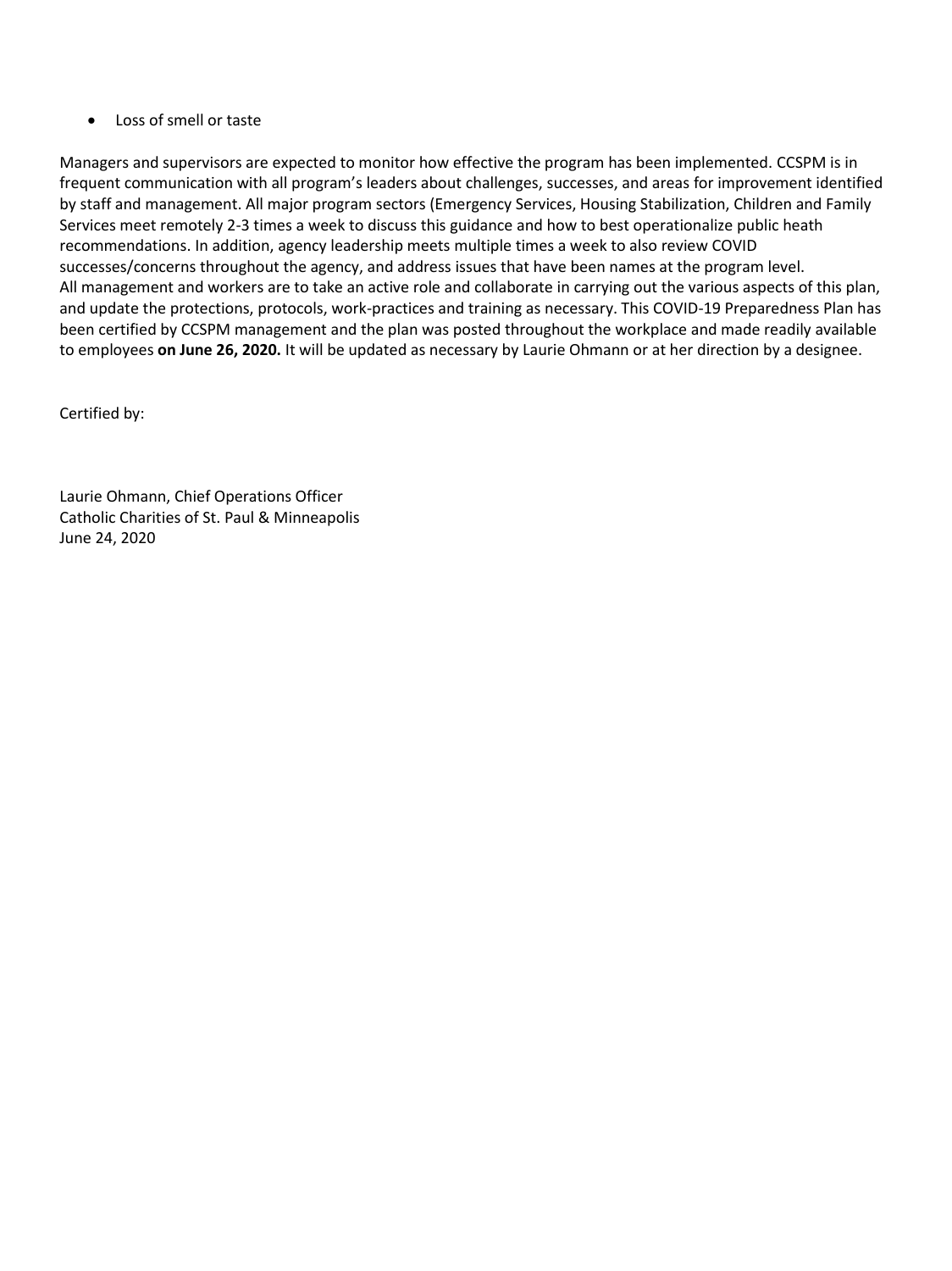- Loss of smell or taste

Managers and supervisors are expected to monitor how effective the program has been implemented. CCSPM is in frequent communication with all program's leaders about challenges, successes, and areas for improvement identified by staff and management. All major program sectors (Emergency Services, Housing Stabilization, Children and Family Services meet remotely 2-3 times a week to discuss this guidance and how to best operationalize public heath recommendations. In addition, agency leadership meets multiple times a week to also review COVID successes/concerns throughout the agency, and address issues that have been names at the program level.
All management and workers are to take an active role and collaborate in carrying out the various aspects of this plan, and update the protections, protocols, work-practices and training as necessary. This COVID-19 Preparedness Plan has been certified by CCSPM management and the plan was posted throughout the workplace and made readily available to employees **on June 26, 2020.** It will be updated as necessary by Laurie Ohmann or at her direction by a designee.

Certified by:

Laurie Ohmann, Chief Operations Officer
Catholic Charities of St. Paul & Minneapolis
June 24, 2020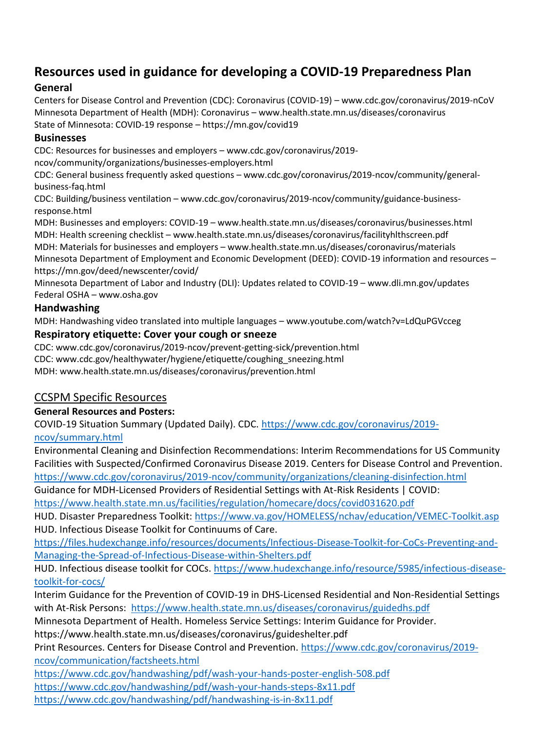# Resources used in guidance for developing a COVID-19 Preparedness Plan

### General

Centers for Disease Control and Prevention (CDC): Coronavirus (COVID-19) – www.cdc.gov/coronavirus/2019-nCoV
Minnesota Department of Health (MDH): Coronavirus – www.health.state.mn.us/diseases/coronavirus
State of Minnesota: COVID-19 response – https://mn.gov/covid19

### Businesses

CDC: Resources for businesses and employers – www.cdc.gov/coronavirus/2019-ncov/community/organizations/businesses-employers.html
CDC: General business frequently asked questions – www.cdc.gov/coronavirus/2019-ncov/community/general-business-faq.html
CDC: Building/business ventilation – www.cdc.gov/coronavirus/2019-ncov/community/guidance-business-response.html
MDH: Businesses and employers: COVID-19 – www.health.state.mn.us/diseases/coronavirus/businesses.html
MDH: Health screening checklist – www.health.state.mn.us/diseases/coronavirus/facilityhlthscreen.pdf
MDH: Materials for businesses and employers – www.health.state.mn.us/diseases/coronavirus/materials
Minnesota Department of Employment and Economic Development (DEED): COVID-19 information and resources – https://mn.gov/deed/newscenter/covid/
Minnesota Department of Labor and Industry (DLI): Updates related to COVID-19 – www.dli.mn.gov/updates
Federal OSHA – www.osha.gov

### Handwashing

MDH: Handwashing video translated into multiple languages – www.youtube.com/watch?v=LdQuPGVcceg

### Respiratory etiquette: Cover your cough or sneeze

CDC: www.cdc.gov/coronavirus/2019-ncov/prevent-getting-sick/prevention.html
CDC: www.cdc.gov/healthywater/hygiene/etiquette/coughing_sneezing.html
MDH: www.health.state.mn.us/diseases/coronavirus/prevention.html

## CCSPM Specific Resources

**General Resources and Posters:**

COVID-19 Situation Summary (Updated Daily). CDC. https://www.cdc.gov/coronavirus/2019-ncov/summary.html
Environmental Cleaning and Disinfection Recommendations: Interim Recommendations for US Community Facilities with Suspected/Confirmed Coronavirus Disease 2019. Centers for Disease Control and Prevention. https://www.cdc.gov/coronavirus/2019-ncov/community/organizations/cleaning-disinfection.html
Guidance for MDH-Licensed Providers of Residential Settings with At-Risk Residents | COVID: https://www.health.state.mn.us/facilities/regulation/homecare/docs/covid031620.pdf
HUD. Disaster Preparedness Toolkit: https://www.va.gov/HOMELESS/nchav/education/VEMEC-Toolkit.asp
HUD. Infectious Disease Toolkit for Continuums of Care. https://files.hudexchange.info/resources/documents/Infectious-Disease-Toolkit-for-CoCs-Preventing-and-Managing-the-Spread-of-Infectious-Disease-within-Shelters.pdf
HUD. Infectious disease toolkit for COCs. https://www.hudexchange.info/resource/5985/infectious-disease-toolkit-for-cocs/
Interim Guidance for the Prevention of COVID-19 in DHS-Licensed Residential and Non-Residential Settings with At-Risk Persons: https://www.health.state.mn.us/diseases/coronavirus/guidedhs.pdf
Minnesota Department of Health. Homeless Service Settings: Interim Guidance for Provider. https://www.health.state.mn.us/diseases/coronavirus/guideshelter.pdf
Print Resources. Centers for Disease Control and Prevention. https://www.cdc.gov/coronavirus/2019-ncov/communication/factsheets.html
https://www.cdc.gov/handwashing/pdf/wash-your-hands-poster-english-508.pdf
https://www.cdc.gov/handwashing/pdf/wash-your-hands-steps-8x11.pdf
https://www.cdc.gov/handwashing/pdf/handwashing-is-in-8x11.pdf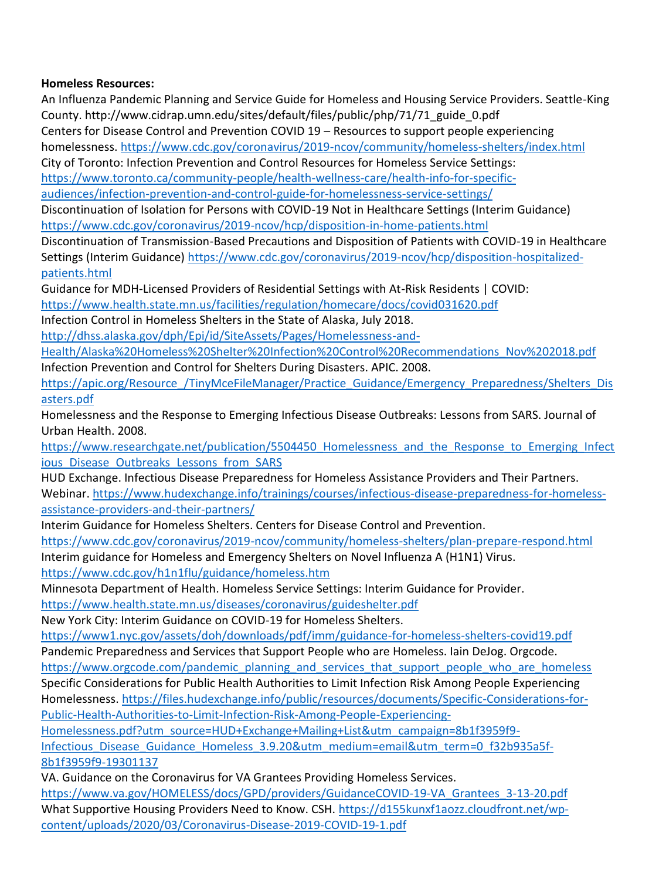**Homeless Resources:**

An Influenza Pandemic Planning and Service Guide for Homeless and Housing Service Providers. Seattle-King County. http://www.cidrap.umn.edu/sites/default/files/public/php/71/71_guide_0.pdf

Centers for Disease Control and Prevention COVID 19 – Resources to support people experiencing homelessness. https://www.cdc.gov/coronavirus/2019-ncov/community/homeless-shelters/index.html

City of Toronto: Infection Prevention and Control Resources for Homeless Service Settings: https://www.toronto.ca/community-people/health-wellness-care/health-info-for-specific-audiences/infection-prevention-and-control-guide-for-homelessness-service-settings/

Discontinuation of Isolation for Persons with COVID-19 Not in Healthcare Settings (Interim Guidance) https://www.cdc.gov/coronavirus/2019-ncov/hcp/disposition-in-home-patients.html

Discontinuation of Transmission-Based Precautions and Disposition of Patients with COVID-19 in Healthcare Settings (Interim Guidance) https://www.cdc.gov/coronavirus/2019-ncov/hcp/disposition-hospitalized-patients.html

Guidance for MDH-Licensed Providers of Residential Settings with At-Risk Residents | COVID: https://www.health.state.mn.us/facilities/regulation/homecare/docs/covid031620.pdf

Infection Control in Homeless Shelters in the State of Alaska, July 2018. http://dhss.alaska.gov/dph/Epi/id/SiteAssets/Pages/Homelessness-and-Health/Alaska%20Homeless%20Shelter%20Infection%20Control%20Recommendations_Nov%202018.pdf

Infection Prevention and Control for Shelters During Disasters. APIC. 2008. https://apic.org/Resource_/TinyMceFileManager/Practice_Guidance/Emergency_Preparedness/Shelters_Disasters.pdf

Homelessness and the Response to Emerging Infectious Disease Outbreaks: Lessons from SARS. Journal of Urban Health. 2008. https://www.researchgate.net/publication/5504450_Homelessness_and_the_Response_to_Emerging_Infectious_Disease_Outbreaks_Lessons_from_SARS

HUD Exchange. Infectious Disease Preparedness for Homeless Assistance Providers and Their Partners. Webinar. https://www.hudexchange.info/trainings/courses/infectious-disease-preparedness-for-homeless-assistance-providers-and-their-partners/

Interim Guidance for Homeless Shelters. Centers for Disease Control and Prevention. https://www.cdc.gov/coronavirus/2019-ncov/community/homeless-shelters/plan-prepare-respond.html

Interim guidance for Homeless and Emergency Shelters on Novel Influenza A (H1N1) Virus. https://www.cdc.gov/h1n1flu/guidance/homeless.htm

Minnesota Department of Health. Homeless Service Settings: Interim Guidance for Provider. https://www.health.state.mn.us/diseases/coronavirus/guideshelter.pdf

New York City: Interim Guidance on COVID-19 for Homeless Shelters. https://www1.nyc.gov/assets/doh/downloads/pdf/imm/guidance-for-homeless-shelters-covid19.pdf

Pandemic Preparedness and Services that Support People who are Homeless. Iain DeJog. Orgcode. https://www.orgcode.com/pandemic_planning_and_services_that_support_people_who_are_homeless

Specific Considerations for Public Health Authorities to Limit Infection Risk Among People Experiencing Homelessness. https://files.hudexchange.info/public/resources/documents/Specific-Considerations-for-Public-Health-Authorities-to-Limit-Infection-Risk-Among-People-Experiencing-Homelessness.pdf?utm_source=HUD+Exchange+Mailing+List&utm_campaign=8b1f3959f9-Infectious_Disease_Guidance_Homeless_3.9.20&utm_medium=email&utm_term=0_f32b935a5f-8b1f3959f9-19301137

VA. Guidance on the Coronavirus for VA Grantees Providing Homeless Services. https://www.va.gov/HOMELESS/docs/GPD/providers/GuidanceCOVID-19-VA_Grantees_3-13-20.pdf

What Supportive Housing Providers Need to Know. CSH. https://d155kunxf1aozz.cloudfront.net/wp-content/uploads/2020/03/Coronavirus-Disease-2019-COVID-19-1.pdf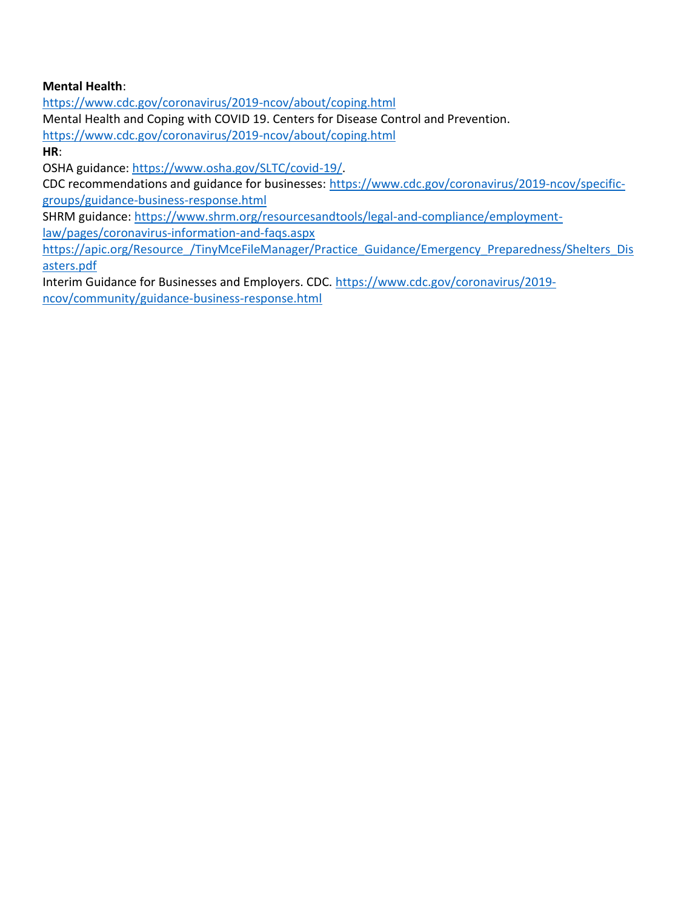**Mental Health**:

https://www.cdc.gov/coronavirus/2019-ncov/about/coping.html

Mental Health and Coping with COVID 19. Centers for Disease Control and Prevention. https://www.cdc.gov/coronavirus/2019-ncov/about/coping.html

**HR**:

OSHA guidance: https://www.osha.gov/SLTC/covid-19/.

CDC recommendations and guidance for businesses: https://www.cdc.gov/coronavirus/2019-ncov/specific-groups/guidance-business-response.html

SHRM guidance: https://www.shrm.org/resourcesandtools/legal-and-compliance/employment-law/pages/coronavirus-information-and-faqs.aspx

https://apic.org/Resource_/TinyMceFileManager/Practice_Guidance/Emergency_Preparedness/Shelters_Disasters.pdf

Interim Guidance for Businesses and Employers. CDC. https://www.cdc.gov/coronavirus/2019-ncov/community/guidance-business-response.html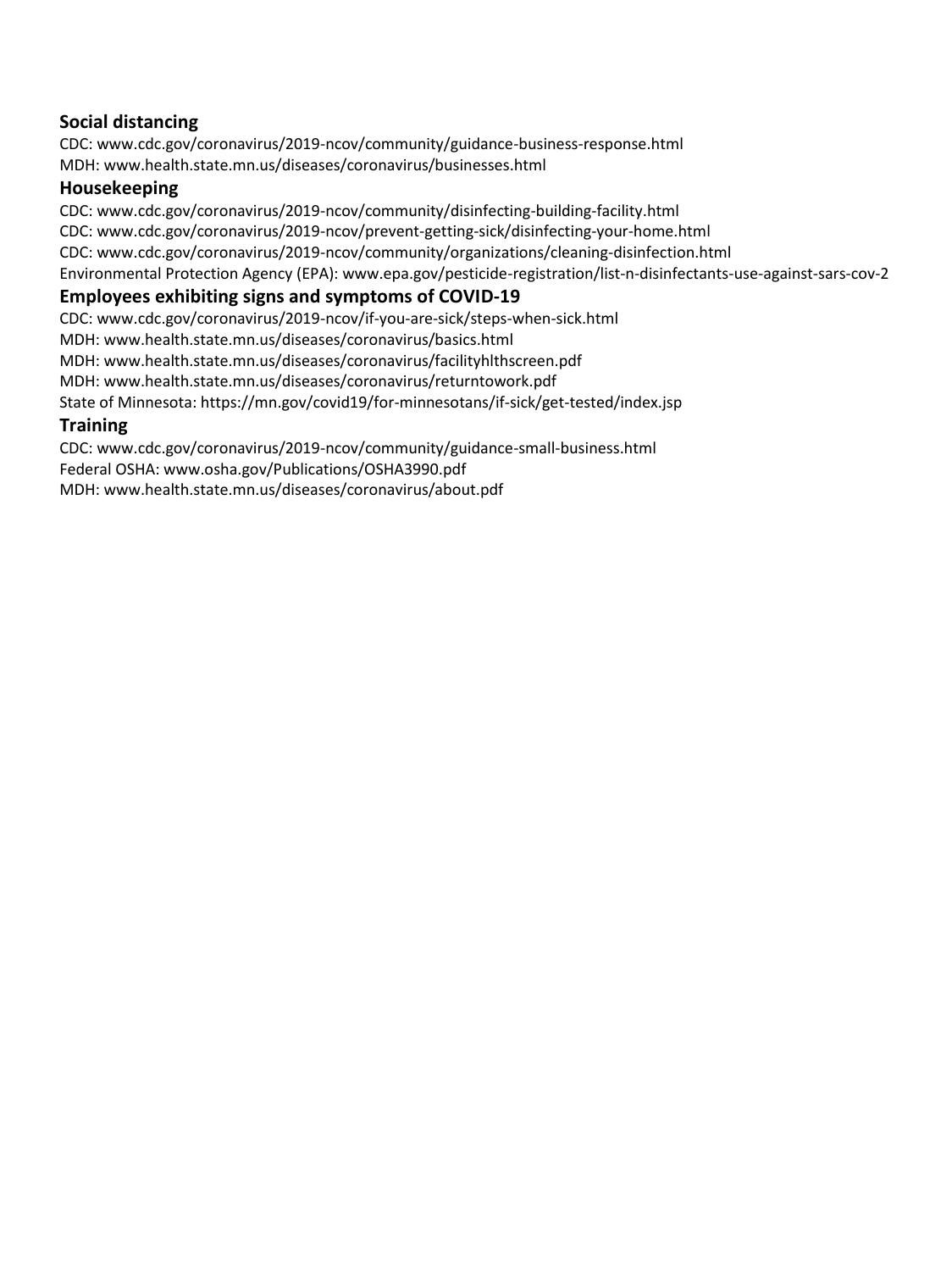### Social distancing

CDC: www.cdc.gov/coronavirus/2019-ncov/community/guidance-business-response.html
MDH: www.health.state.mn.us/diseases/coronavirus/businesses.html

### Housekeeping

CDC: www.cdc.gov/coronavirus/2019-ncov/community/disinfecting-building-facility.html
CDC: www.cdc.gov/coronavirus/2019-ncov/prevent-getting-sick/disinfecting-your-home.html
CDC: www.cdc.gov/coronavirus/2019-ncov/community/organizations/cleaning-disinfection.html
Environmental Protection Agency (EPA): www.epa.gov/pesticide-registration/list-n-disinfectants-use-against-sars-cov-2

### Employees exhibiting signs and symptoms of COVID-19

CDC: www.cdc.gov/coronavirus/2019-ncov/if-you-are-sick/steps-when-sick.html
MDH: www.health.state.mn.us/diseases/coronavirus/basics.html
MDH: www.health.state.mn.us/diseases/coronavirus/facilityhlthscreen.pdf
MDH: www.health.state.mn.us/diseases/coronavirus/returntowork.pdf
State of Minnesota: https://mn.gov/covid19/for-minnesotans/if-sick/get-tested/index.jsp

### Training

CDC: www.cdc.gov/coronavirus/2019-ncov/community/guidance-small-business.html
Federal OSHA: www.osha.gov/Publications/OSHA3990.pdf
MDH: www.health.state.mn.us/diseases/coronavirus/about.pdf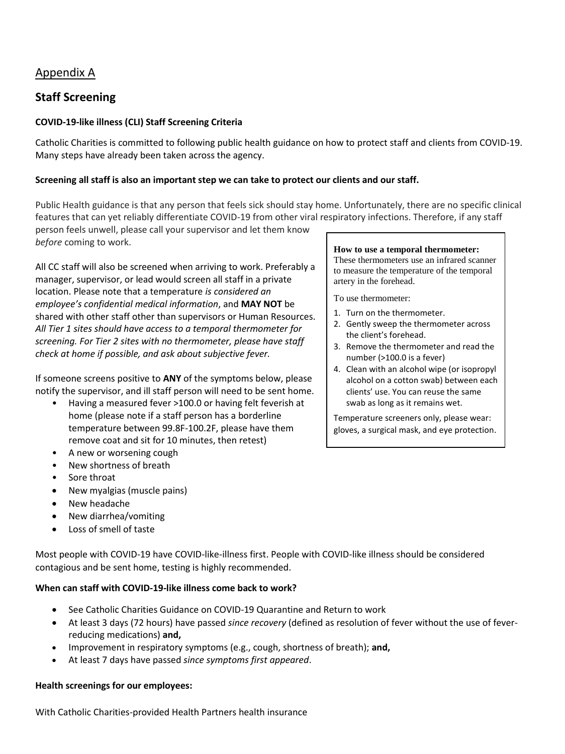## Appendix A

## Staff Screening

**COVID-19-like illness (CLI) Staff Screening Criteria**

Catholic Charities is committed to following public health guidance on how to protect staff and clients from COVID-19. Many steps have already been taken across the agency.

**Screening all staff is also an important step we can take to protect our clients and our staff.**

Public Health guidance is that any person that feels sick should stay home. Unfortunately, there are no specific clinical features that can yet reliably differentiate COVID-19 from other viral respiratory infections. Therefore, if any staff person feels unwell, please call your supervisor and let them know *before* coming to work.

All CC staff will also be screened when arriving to work. Preferably a manager, supervisor, or lead would screen all staff in a private location. Please note that a temperature *is considered an employee's confidential medical information*, and **MAY NOT** be shared with other staff other than supervisors or Human Resources. *All Tier 1 sites should have access to a temporal thermometer for screening. For Tier 2 sites with no thermometer, please have staff check at home if possible, and ask about subjective fever.*

If someone screens positive to **ANY** of the symptoms below, please notify the supervisor, and ill staff person will need to be sent home.

- Having a measured fever >100.0 or having felt feverish at home (please note if a staff person has a borderline temperature between 99.8F-100.2F, please have them remove coat and sit for 10 minutes, then retest)
- A new or worsening cough
- New shortness of breath
- Sore throat
- New myalgias (muscle pains)
- New headache
- New diarrhea/vomiting
- Loss of smell of taste

**How to use a temporal thermometer:**
These thermometers use an infrared scanner to measure the temperature of the temporal artery in the forehead.

To use thermometer:

1. Turn on the thermometer.
2. Gently sweep the thermometer across the client's forehead.
3. Remove the thermometer and read the number (>100.0 is a fever)
4. Clean with an alcohol wipe (or isopropyl alcohol on a cotton swab) between each clients' use. You can reuse the same swab as long as it remains wet.

Temperature screeners only, please wear: gloves, a surgical mask, and eye protection.

Most people with COVID-19 have COVID-like-illness first. People with COVID-like illness should be considered contagious and be sent home, testing is highly recommended.

**When can staff with COVID-19-like illness come back to work?**

- See Catholic Charities Guidance on COVID-19 Quarantine and Return to work
- At least 3 days (72 hours) have passed *since recovery* (defined as resolution of fever without the use of fever-reducing medications) **and,**
- Improvement in respiratory symptoms (e.g., cough, shortness of breath); **and,**
- At least 7 days have passed *since symptoms first appeared*.

**Health screenings for our employees:**

With Catholic Charities-provided Health Partners health insurance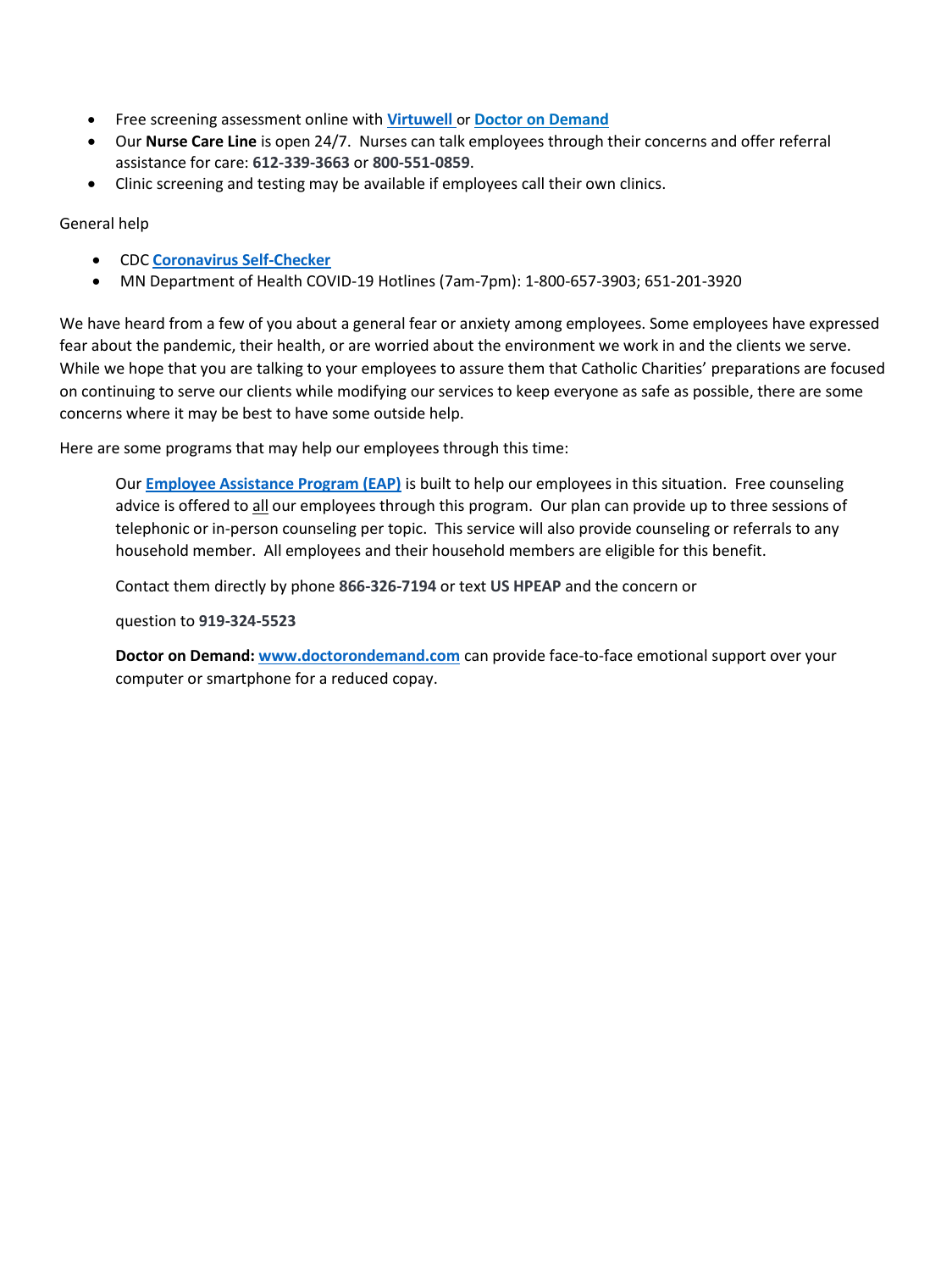- Free screening assessment online with **Virtuwell** or **Doctor on Demand**
- Our **Nurse Care Line** is open 24/7. Nurses can talk employees through their concerns and offer referral assistance for care: **612-339-3663** or **800-551-0859**.
- Clinic screening and testing may be available if employees call their own clinics.

General help

- CDC **Coronavirus Self-Checker**
- MN Department of Health COVID-19 Hotlines (7am-7pm): 1-800-657-3903; 651-201-3920

We have heard from a few of you about a general fear or anxiety among employees. Some employees have expressed fear about the pandemic, their health, or are worried about the environment we work in and the clients we serve. While we hope that you are talking to your employees to assure them that Catholic Charities' preparations are focused on continuing to serve our clients while modifying our services to keep everyone as safe as possible, there are some concerns where it may be best to have some outside help.

Here are some programs that may help our employees through this time:

> Our **Employee Assistance Program (EAP)** is built to help our employees in this situation. Free counseling advice is offered to all our employees through this program. Our plan can provide up to three sessions of telephonic or in-person counseling per topic. This service will also provide counseling or referrals to any household member. All employees and their household members are eligible for this benefit.
>
> Contact them directly by phone **866-326-7194** or text **US HPEAP** and the concern or
>
> question to **919-324-5523**
>
> **Doctor on Demand:** www.doctorondemand.com can provide face-to-face emotional support over your computer or smartphone for a reduced copay.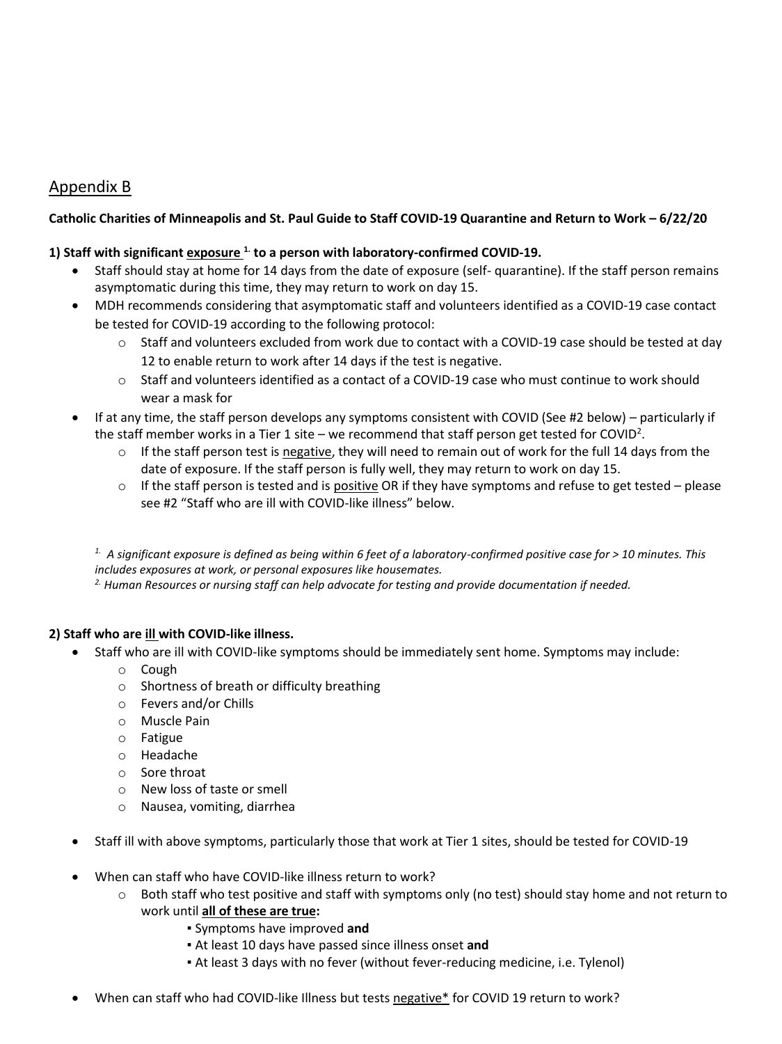## Appendix B

**Catholic Charities of Minneapolis and St. Paul Guide to Staff COVID-19 Quarantine and Return to Work – 6/22/20**

**1) Staff with significant exposure [1.] to a person with laboratory-confirmed COVID-19.**

- Staff should stay at home for 14 days from the date of exposure (self- quarantine). If the staff person remains asymptomatic during this time, they may return to work on day 15.
- MDH recommends considering that asymptomatic staff and volunteers identified as a COVID-19 case contact be tested for COVID-19 according to the following protocol:
  - Staff and volunteers excluded from work due to contact with a COVID-19 case should be tested at day 12 to enable return to work after 14 days if the test is negative.
  - Staff and volunteers identified as a contact of a COVID-19 case who must continue to work should wear a mask for
- If at any time, the staff person develops any symptoms consistent with COVID (See #2 below) – particularly if the staff member works in a Tier 1 site – we recommend that staff person get tested for COVID[2].
  - If the staff person test is negative, they will need to remain out of work for the full 14 days from the date of exposure. If the staff person is fully well, they may return to work on day 15.
  - If the staff person is tested and is positive OR if they have symptoms and refuse to get tested – please see #2 "Staff who are ill with COVID-like illness" below.

*[1.] A significant exposure is defined as being within 6 feet of a laboratory-confirmed positive case for > 10 minutes. This includes exposures at work, or personal exposures like housemates.*
*[2.] Human Resources or nursing staff can help advocate for testing and provide documentation if needed.*

**2) Staff who are ill with COVID-like illness.**

- Staff who are ill with COVID-like symptoms should be immediately sent home. Symptoms may include:
  - Cough
  - Shortness of breath or difficulty breathing
  - Fevers and/or Chills
  - Muscle Pain
  - Fatigue
  - Headache
  - Sore throat
  - New loss of taste or smell
  - Nausea, vomiting, diarrhea
- Staff ill with above symptoms, particularly those that work at Tier 1 sites, should be tested for COVID-19
- When can staff who have COVID-like illness return to work?
  - Both staff who test positive and staff with symptoms only (no test) should stay home and not return to work until **all of these are true:**
    - Symptoms have improved **and**
    - At least 10 days have passed since illness onset **and**
    - At least 3 days with no fever (without fever-reducing medicine, i.e. Tylenol)
- When can staff who had COVID-like Illness but tests negative* for COVID 19 return to work?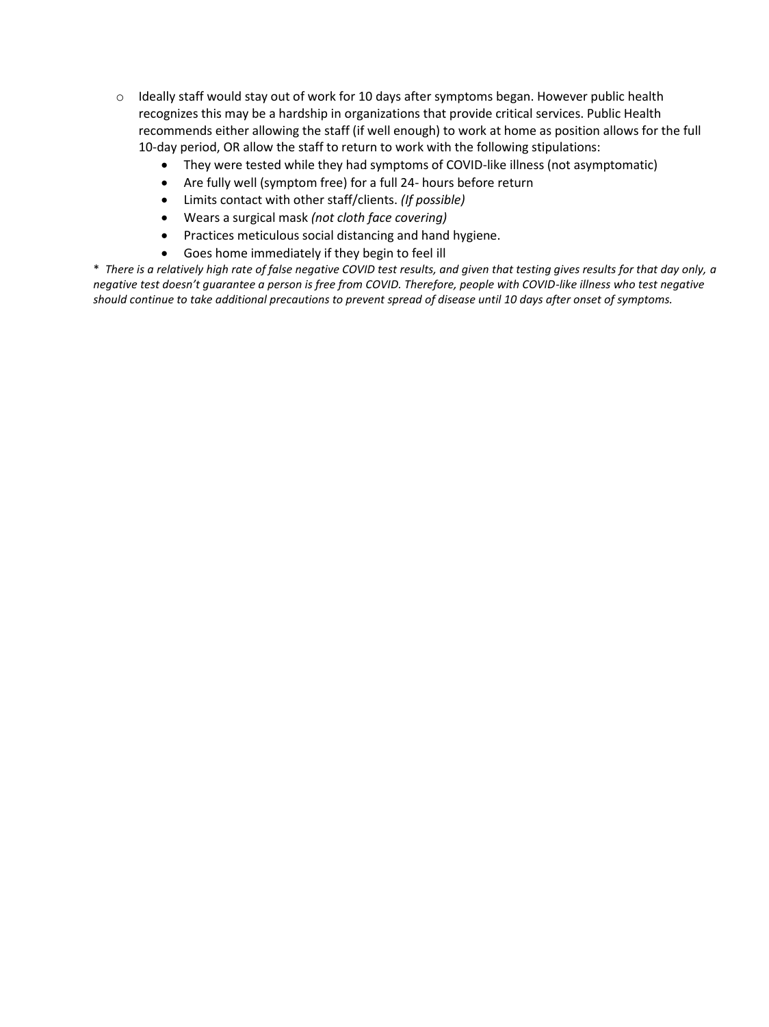- Ideally staff would stay out of work for 10 days after symptoms began. However public health recognizes this may be a hardship in organizations that provide critical services. Public Health recommends either allowing the staff (if well enough) to work at home as position allows for the full 10-day period, OR allow the staff to return to work with the following stipulations:
  - They were tested while they had symptoms of COVID-like illness (not asymptomatic)
  - Are fully well (symptom free) for a full 24- hours before return
  - Limits contact with other staff/clients. *(If possible)*
  - Wears a surgical mask *(not cloth face covering)*
  - Practices meticulous social distancing and hand hygiene.
  - Goes home immediately if they begin to feel ill

\* *There is a relatively high rate of false negative COVID test results, and given that testing gives results for that day only, a negative test doesn't guarantee a person is free from COVID. Therefore, people with COVID-like illness who test negative should continue to take additional precautions to prevent spread of disease until 10 days after onset of symptoms.*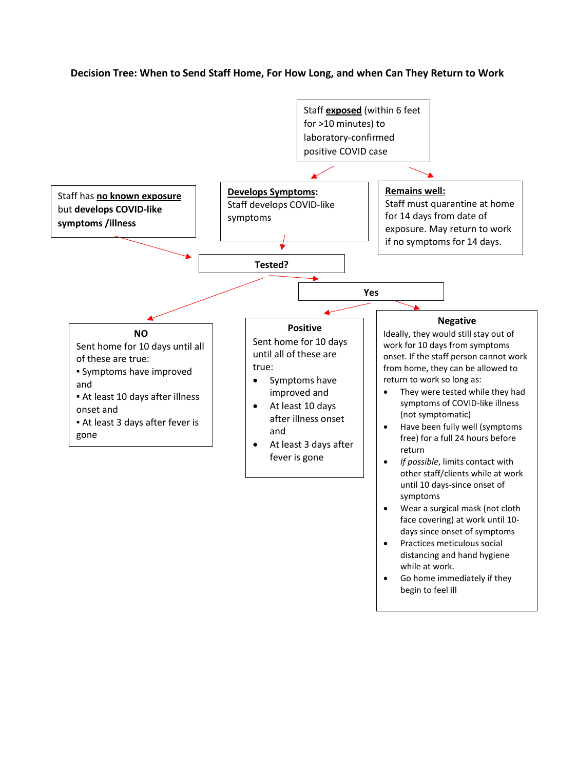**Decision Tree: When to Send Staff Home, For How Long, and when Can They Return to Work**

Staff **exposed** (within 6 feet for >10 minutes) to laboratory-confirmed positive COVID case

**Develops Symptoms**: Staff develops COVID-like symptoms

**Remains well:** Staff must quarantine at home for 14 days from date of exposure. May return to work if no symptoms for 14 days.

Staff has **no known exposure** but **develops COVID-like symptoms /illness**

**Tested?**

**Yes**

**NO**

Sent home for 10 days until all of these are true:

- Symptoms have improved and
- At least 10 days after illness onset and
- At least 3 days after fever is gone

**Positive**

Sent home for 10 days until all of these are true:

- Symptoms have improved and
- At least 10 days after illness onset and
- At least 3 days after fever is gone

**Negative**

Ideally, they would still stay out of work for 10 days from symptoms onset. If the staff person cannot work from home, they can be allowed to return to work so long as:

- They were tested while they had symptoms of COVID-like illness (not symptomatic)
- Have been fully well (symptoms free) for a full 24 hours before return
- *If possible*, limits contact with other staff/clients while at work until 10 days-since onset of symptoms
- Wear a surgical mask (not cloth face covering) at work until 10-days since onset of symptoms
- Practices meticulous social distancing and hand hygiene while at work.
- Go home immediately if they begin to feel ill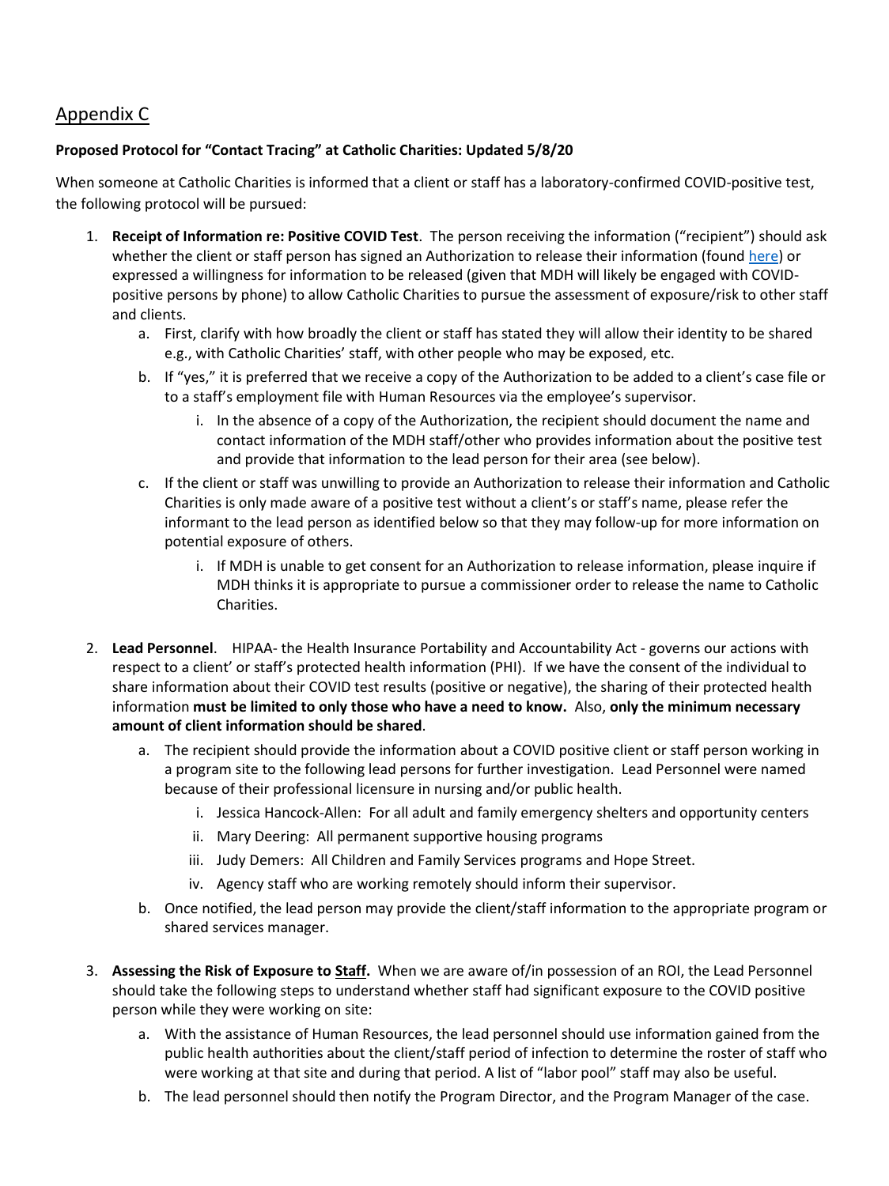## Appendix C

**Proposed Protocol for "Contact Tracing" at Catholic Charities: Updated 5/8/20**

When someone at Catholic Charities is informed that a client or staff has a laboratory-confirmed COVID-positive test, the following protocol will be pursued:

1. **Receipt of Information re: Positive COVID Test**. The person receiving the information ("recipient") should ask whether the client or staff person has signed an Authorization to release their information (found here) or expressed a willingness for information to be released (given that MDH will likely be engaged with COVID-positive persons by phone) to allow Catholic Charities to pursue the assessment of exposure/risk to other staff and clients.
    a. First, clarify with how broadly the client or staff has stated they will allow their identity to be shared e.g., with Catholic Charities' staff, with other people who may be exposed, etc.
    b. If "yes," it is preferred that we receive a copy of the Authorization to be added to a client's case file or to a staff's employment file with Human Resources via the employee's supervisor.
        i. In the absence of a copy of the Authorization, the recipient should document the name and contact information of the MDH staff/other who provides information about the positive test and provide that information to the lead person for their area (see below).
    c. If the client or staff was unwilling to provide an Authorization to release their information and Catholic Charities is only made aware of a positive test without a client's or staff's name, please refer the informant to the lead person as identified below so that they may follow-up for more information on potential exposure of others.
        i. If MDH is unable to get consent for an Authorization to release information, please inquire if MDH thinks it is appropriate to pursue a commissioner order to release the name to Catholic Charities.

2. **Lead Personnel**. HIPAA- the Health Insurance Portability and Accountability Act - governs our actions with respect to a client' or staff's protected health information (PHI). If we have the consent of the individual to share information about their COVID test results (positive or negative), the sharing of their protected health information **must be limited to only those who have a need to know.** Also, **only the minimum necessary amount of client information should be shared**.
    a. The recipient should provide the information about a COVID positive client or staff person working in a program site to the following lead persons for further investigation. Lead Personnel were named because of their professional licensure in nursing and/or public health.
        i. Jessica Hancock-Allen: For all adult and family emergency shelters and opportunity centers
        ii. Mary Deering: All permanent supportive housing programs
        iii. Judy Demers: All Children and Family Services programs and Hope Street.
        iv. Agency staff who are working remotely should inform their supervisor.
    b. Once notified, the lead person may provide the client/staff information to the appropriate program or shared services manager.

3. **Assessing the Risk of Exposure to Staff.** When we are aware of/in possession of an ROI, the Lead Personnel should take the following steps to understand whether staff had significant exposure to the COVID positive person while they were working on site:
    a. With the assistance of Human Resources, the lead personnel should use information gained from the public health authorities about the client/staff period of infection to determine the roster of staff who were working at that site and during that period. A list of "labor pool" staff may also be useful.
    b. The lead personnel should then notify the Program Director, and the Program Manager of the case.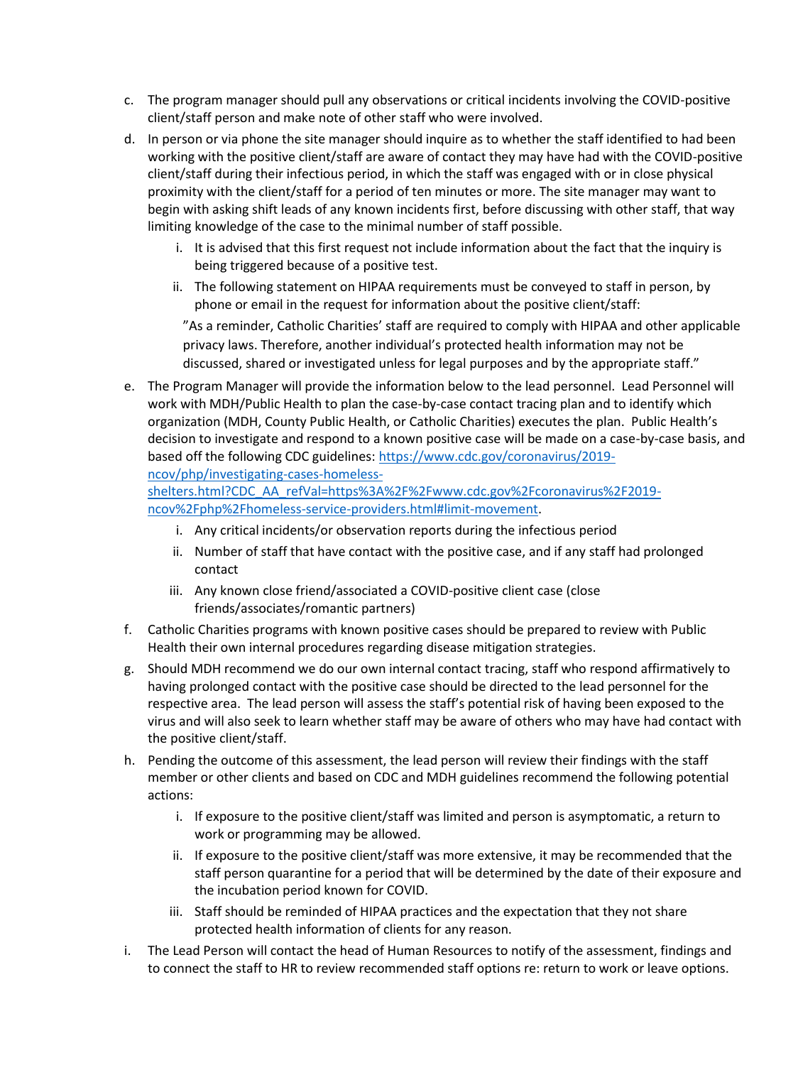c. The program manager should pull any observations or critical incidents involving the COVID-positive client/staff person and make note of other staff who were involved.

d. In person or via phone the site manager should inquire as to whether the staff identified to had been working with the positive client/staff are aware of contact they may have had with the COVID-positive client/staff during their infectious period, in which the staff was engaged with or in close physical proximity with the client/staff for a period of ten minutes or more. The site manager may want to begin with asking shift leads of any known incidents first, before discussing with other staff, that way limiting knowledge of the case to the minimal number of staff possible.

   i. It is advised that this first request not include information about the fact that the inquiry is being triggered because of a positive test.

   ii. The following statement on HIPAA requirements must be conveyed to staff in person, by phone or email in the request for information about the positive client/staff:

   "As a reminder, Catholic Charities' staff are required to comply with HIPAA and other applicable privacy laws. Therefore, another individual's protected health information may not be discussed, shared or investigated unless for legal purposes and by the appropriate staff."

e. The Program Manager will provide the information below to the lead personnel. Lead Personnel will work with MDH/Public Health to plan the case-by-case contact tracing plan and to identify which organization (MDH, County Public Health, or Catholic Charities) executes the plan. Public Health's decision to investigate and respond to a known positive case will be made on a case-by-case basis, and based off the following CDC guidelines: https://www.cdc.gov/coronavirus/2019-ncov/php/investigating-cases-homeless-shelters.html?CDC_AA_refVal=https%3A%2F%2Fwww.cdc.gov%2Fcoronavirus%2F2019-ncov%2Fphp%2Fhomeless-service-providers.html#limit-movement.

   i. Any critical incidents/or observation reports during the infectious period

   ii. Number of staff that have contact with the positive case, and if any staff had prolonged contact

   iii. Any known close friend/associated a COVID-positive client case (close friends/associates/romantic partners)

f. Catholic Charities programs with known positive cases should be prepared to review with Public Health their own internal procedures regarding disease mitigation strategies.

g. Should MDH recommend we do our own internal contact tracing, staff who respond affirmatively to having prolonged contact with the positive case should be directed to the lead personnel for the respective area. The lead person will assess the staff's potential risk of having been exposed to the virus and will also seek to learn whether staff may be aware of others who may have had contact with the positive client/staff.

h. Pending the outcome of this assessment, the lead person will review their findings with the staff member or other clients and based on CDC and MDH guidelines recommend the following potential actions:

   i. If exposure to the positive client/staff was limited and person is asymptomatic, a return to work or programming may be allowed.

   ii. If exposure to the positive client/staff was more extensive, it may be recommended that the staff person quarantine for a period that will be determined by the date of their exposure and the incubation period known for COVID.

   iii. Staff should be reminded of HIPAA practices and the expectation that they not share protected health information of clients for any reason.

i. The Lead Person will contact the head of Human Resources to notify of the assessment, findings and to connect the staff to HR to review recommended staff options re: return to work or leave options.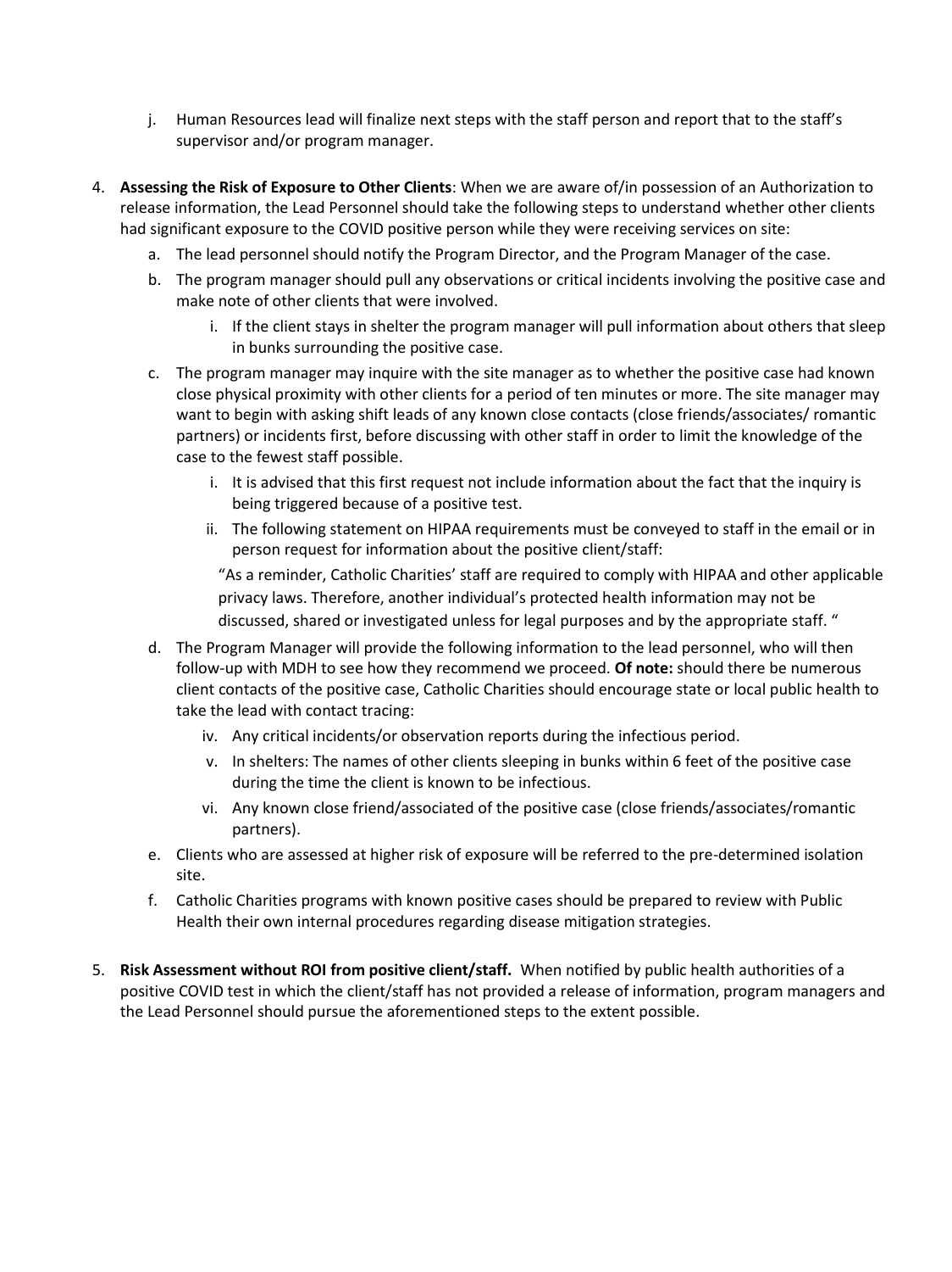j. Human Resources lead will finalize next steps with the staff person and report that to the staff's supervisor and/or program manager.

4. **Assessing the Risk of Exposure to Other Clients**: When we are aware of/in possession of an Authorization to release information, the Lead Personnel should take the following steps to understand whether other clients had significant exposure to the COVID positive person while they were receiving services on site:
   a. The lead personnel should notify the Program Director, and the Program Manager of the case.
   b. The program manager should pull any observations or critical incidents involving the positive case and make note of other clients that were involved.
      i. If the client stays in shelter the program manager will pull information about others that sleep in bunks surrounding the positive case.
   c. The program manager may inquire with the site manager as to whether the positive case had known close physical proximity with other clients for a period of ten minutes or more. The site manager may want to begin with asking shift leads of any known close contacts (close friends/associates/ romantic partners) or incidents first, before discussing with other staff in order to limit the knowledge of the case to the fewest staff possible.
      i. It is advised that this first request not include information about the fact that the inquiry is being triggered because of a positive test.
      ii. The following statement on HIPAA requirements must be conveyed to staff in the email or in person request for information about the positive client/staff:

      "As a reminder, Catholic Charities' staff are required to comply with HIPAA and other applicable privacy laws. Therefore, another individual's protected health information may not be discussed, shared or investigated unless for legal purposes and by the appropriate staff. "
   d. The Program Manager will provide the following information to the lead personnel, who will then follow-up with MDH to see how they recommend we proceed. **Of note:** should there be numerous client contacts of the positive case, Catholic Charities should encourage state or local public health to take the lead with contact tracing:
      iv. Any critical incidents/or observation reports during the infectious period.
      v. In shelters: The names of other clients sleeping in bunks within 6 feet of the positive case during the time the client is known to be infectious.
      vi. Any known close friend/associated of the positive case (close friends/associates/romantic partners).
   e. Clients who are assessed at higher risk of exposure will be referred to the pre-determined isolation site.
   f. Catholic Charities programs with known positive cases should be prepared to review with Public Health their own internal procedures regarding disease mitigation strategies.

5. **Risk Assessment without ROI from positive client/staff.** When notified by public health authorities of a positive COVID test in which the client/staff has not provided a release of information, program managers and the Lead Personnel should pursue the aforementioned steps to the extent possible.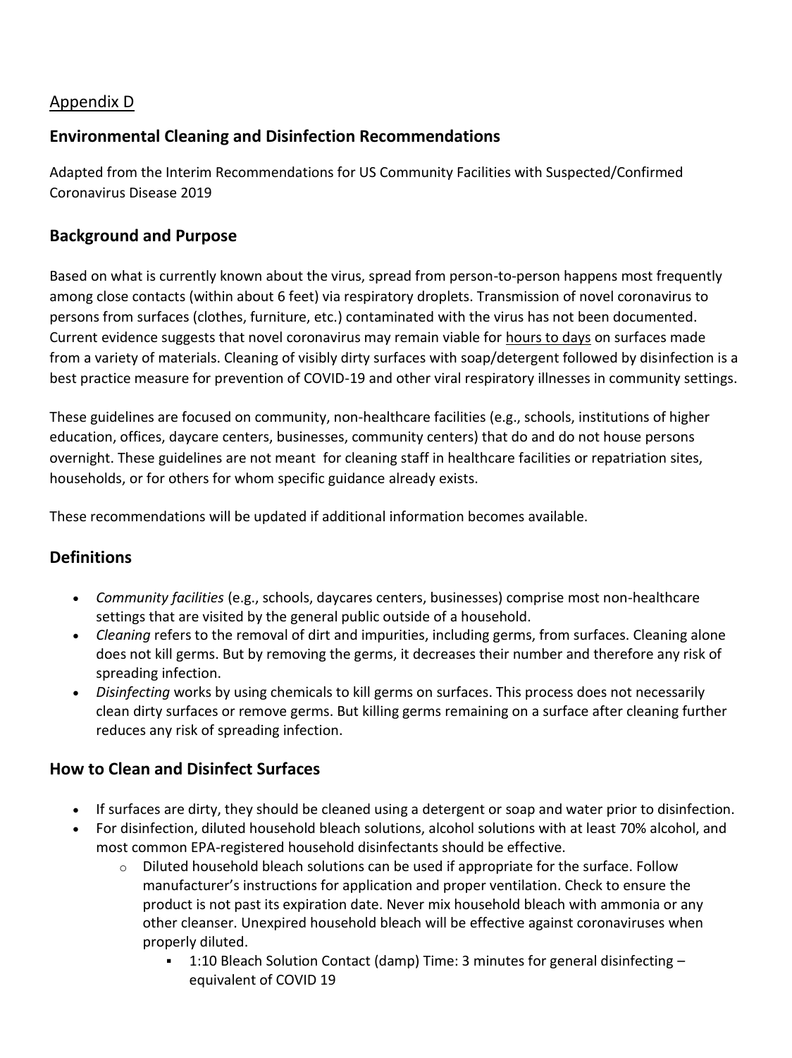Appendix D

## Environmental Cleaning and Disinfection Recommendations

Adapted from the Interim Recommendations for US Community Facilities with Suspected/Confirmed Coronavirus Disease 2019

## Background and Purpose

Based on what is currently known about the virus, spread from person-to-person happens most frequently among close contacts (within about 6 feet) via respiratory droplets. Transmission of novel coronavirus to persons from surfaces (clothes, furniture, etc.) contaminated with the virus has not been documented. Current evidence suggests that novel coronavirus may remain viable for hours to days on surfaces made from a variety of materials. Cleaning of visibly dirty surfaces with soap/detergent followed by disinfection is a best practice measure for prevention of COVID-19 and other viral respiratory illnesses in community settings.

These guidelines are focused on community, non-healthcare facilities (e.g., schools, institutions of higher education, offices, daycare centers, businesses, community centers) that do and do not house persons overnight. These guidelines are not meant for cleaning staff in healthcare facilities or repatriation sites, households, or for others for whom specific guidance already exists.

These recommendations will be updated if additional information becomes available.

## Definitions

- *Community facilities* (e.g., schools, daycares centers, businesses) comprise most non-healthcare settings that are visited by the general public outside of a household.
- *Cleaning* refers to the removal of dirt and impurities, including germs, from surfaces. Cleaning alone does not kill germs. But by removing the germs, it decreases their number and therefore any risk of spreading infection.
- *Disinfecting* works by using chemicals to kill germs on surfaces. This process does not necessarily clean dirty surfaces or remove germs. But killing germs remaining on a surface after cleaning further reduces any risk of spreading infection.

## How to Clean and Disinfect Surfaces

- If surfaces are dirty, they should be cleaned using a detergent or soap and water prior to disinfection.
- For disinfection, diluted household bleach solutions, alcohol solutions with at least 70% alcohol, and most common EPA-registered household disinfectants should be effective.
  - Diluted household bleach solutions can be used if appropriate for the surface. Follow manufacturer's instructions for application and proper ventilation. Check to ensure the product is not past its expiration date. Never mix household bleach with ammonia or any other cleanser. Unexpired household bleach will be effective against coronaviruses when properly diluted.
    - 1:10 Bleach Solution Contact (damp) Time: 3 minutes for general disinfecting – equivalent of COVID 19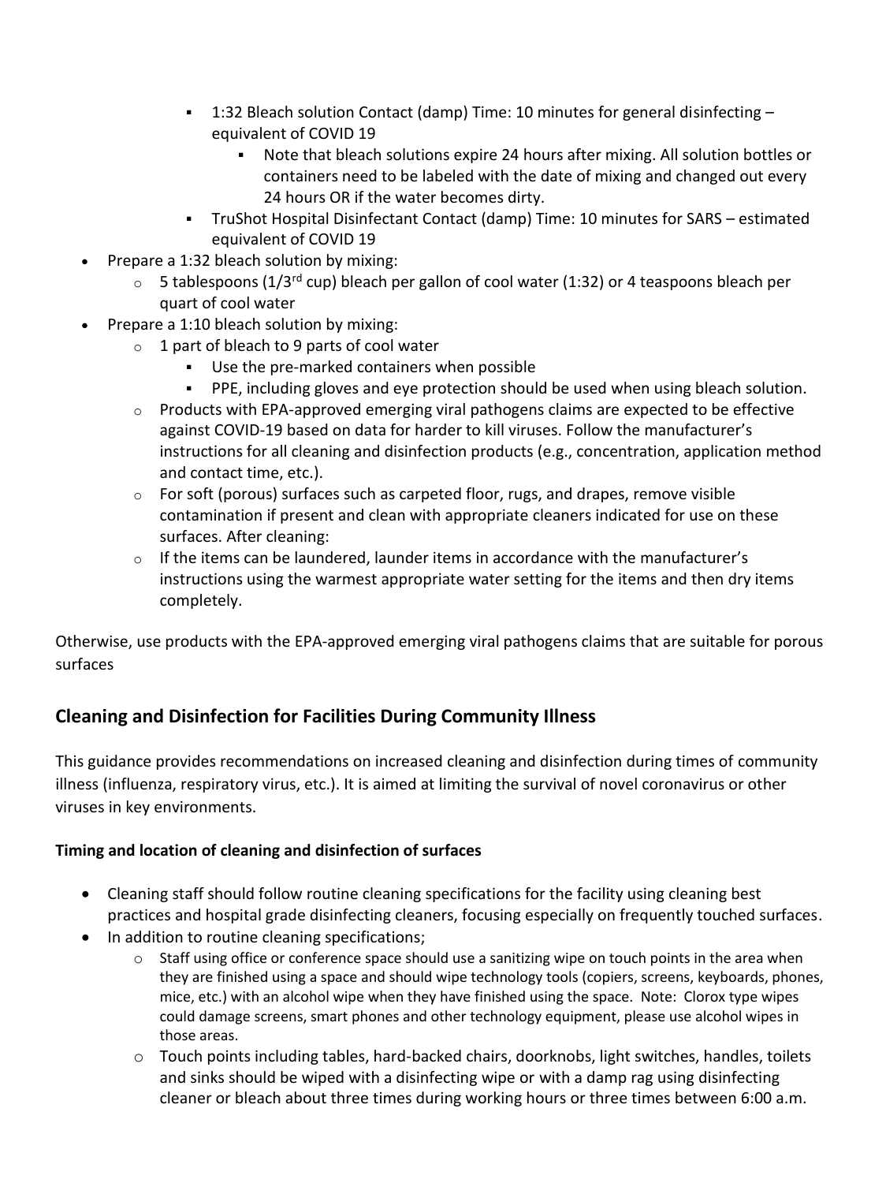- 1:32 Bleach solution Contact (damp) Time: 10 minutes for general disinfecting – equivalent of COVID 19
            - Note that bleach solutions expire 24 hours after mixing. All solution bottles or containers need to be labeled with the date of mixing and changed out every 24 hours OR if the water becomes dirty.
        - TruShot Hospital Disinfectant Contact (damp) Time: 10 minutes for SARS – estimated equivalent of COVID 19
- Prepare a 1:32 bleach solution by mixing:
    - 5 tablespoons (1/3rd cup) bleach per gallon of cool water (1:32) or 4 teaspoons bleach per quart of cool water
- Prepare a 1:10 bleach solution by mixing:
    - 1 part of bleach to 9 parts of cool water
        - Use the pre-marked containers when possible
        - PPE, including gloves and eye protection should be used when using bleach solution.
    - Products with EPA-approved emerging viral pathogens claims are expected to be effective against COVID-19 based on data for harder to kill viruses. Follow the manufacturer's instructions for all cleaning and disinfection products (e.g., concentration, application method and contact time, etc.).
    - For soft (porous) surfaces such as carpeted floor, rugs, and drapes, remove visible contamination if present and clean with appropriate cleaners indicated for use on these surfaces. After cleaning:
    - If the items can be laundered, launder items in accordance with the manufacturer's instructions using the warmest appropriate water setting for the items and then dry items completely.

Otherwise, use products with the EPA-approved emerging viral pathogens claims that are suitable for porous surfaces

## Cleaning and Disinfection for Facilities During Community Illness

This guidance provides recommendations on increased cleaning and disinfection during times of community illness (influenza, respiratory virus, etc.). It is aimed at limiting the survival of novel coronavirus or other viruses in key environments.

**Timing and location of cleaning and disinfection of surfaces**

- Cleaning staff should follow routine cleaning specifications for the facility using cleaning best practices and hospital grade disinfecting cleaners, focusing especially on frequently touched surfaces.
- In addition to routine cleaning specifications;
    - Staff using office or conference space should use a sanitizing wipe on touch points in the area when they are finished using a space and should wipe technology tools (copiers, screens, keyboards, phones, mice, etc.) with an alcohol wipe when they have finished using the space. Note: Clorox type wipes could damage screens, smart phones and other technology equipment, please use alcohol wipes in those areas.
    - Touch points including tables, hard-backed chairs, doorknobs, light switches, handles, toilets and sinks should be wiped with a disinfecting wipe or with a damp rag using disinfecting cleaner or bleach about three times during working hours or three times between 6:00 a.m.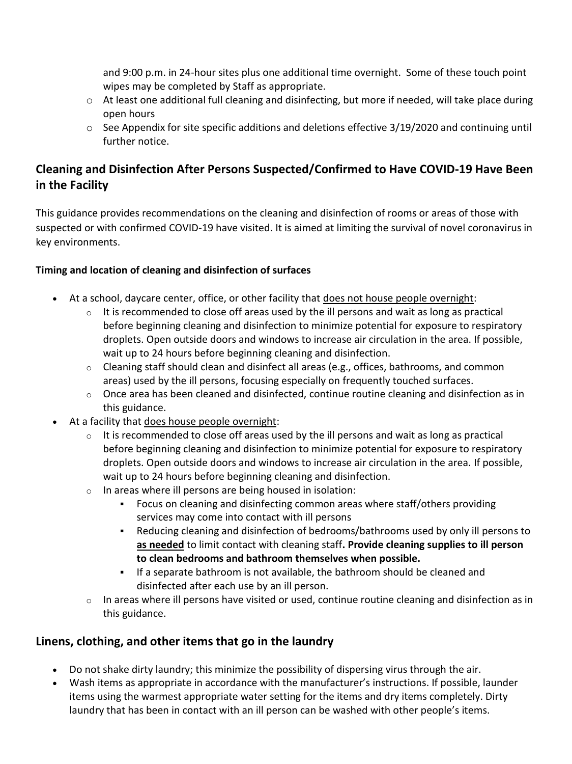and 9:00 p.m. in 24-hour sites plus one additional time overnight. Some of these touch point wipes may be completed by Staff as appropriate.
  - At least one additional full cleaning and disinfecting, but more if needed, will take place during open hours
  - See Appendix for site specific additions and deletions effective 3/19/2020 and continuing until further notice.

## Cleaning and Disinfection After Persons Suspected/Confirmed to Have COVID-19 Have Been in the Facility

This guidance provides recommendations on the cleaning and disinfection of rooms or areas of those with suspected or with confirmed COVID-19 have visited. It is aimed at limiting the survival of novel coronavirus in key environments.

**Timing and location of cleaning and disinfection of surfaces**

- At a school, daycare center, office, or other facility that <u>does not house people overnight</u>:
  - It is recommended to close off areas used by the ill persons and wait as long as practical before beginning cleaning and disinfection to minimize potential for exposure to respiratory droplets. Open outside doors and windows to increase air circulation in the area. If possible, wait up to 24 hours before beginning cleaning and disinfection.
  - Cleaning staff should clean and disinfect all areas (e.g., offices, bathrooms, and common areas) used by the ill persons, focusing especially on frequently touched surfaces.
  - Once area has been cleaned and disinfected, continue routine cleaning and disinfection as in this guidance.
- At a facility that <u>does house people overnight</u>:
  - It is recommended to close off areas used by the ill persons and wait as long as practical before beginning cleaning and disinfection to minimize potential for exposure to respiratory droplets. Open outside doors and windows to increase air circulation in the area. If possible, wait up to 24 hours before beginning cleaning and disinfection.
  - In areas where ill persons are being housed in isolation:
    - Focus on cleaning and disinfecting common areas where staff/others providing services may come into contact with ill persons
    - Reducing cleaning and disinfection of bedrooms/bathrooms used by only ill persons to **<u>as needed</u>** to limit contact with cleaning staff**. Provide cleaning supplies to ill person to clean bedrooms and bathroom themselves when possible.**
    - If a separate bathroom is not available, the bathroom should be cleaned and disinfected after each use by an ill person.
  - In areas where ill persons have visited or used, continue routine cleaning and disinfection as in this guidance.

## Linens, clothing, and other items that go in the laundry

- Do not shake dirty laundry; this minimize the possibility of dispersing virus through the air.
- Wash items as appropriate in accordance with the manufacturer's instructions. If possible, launder items using the warmest appropriate water setting for the items and dry items completely. Dirty laundry that has been in contact with an ill person can be washed with other people's items.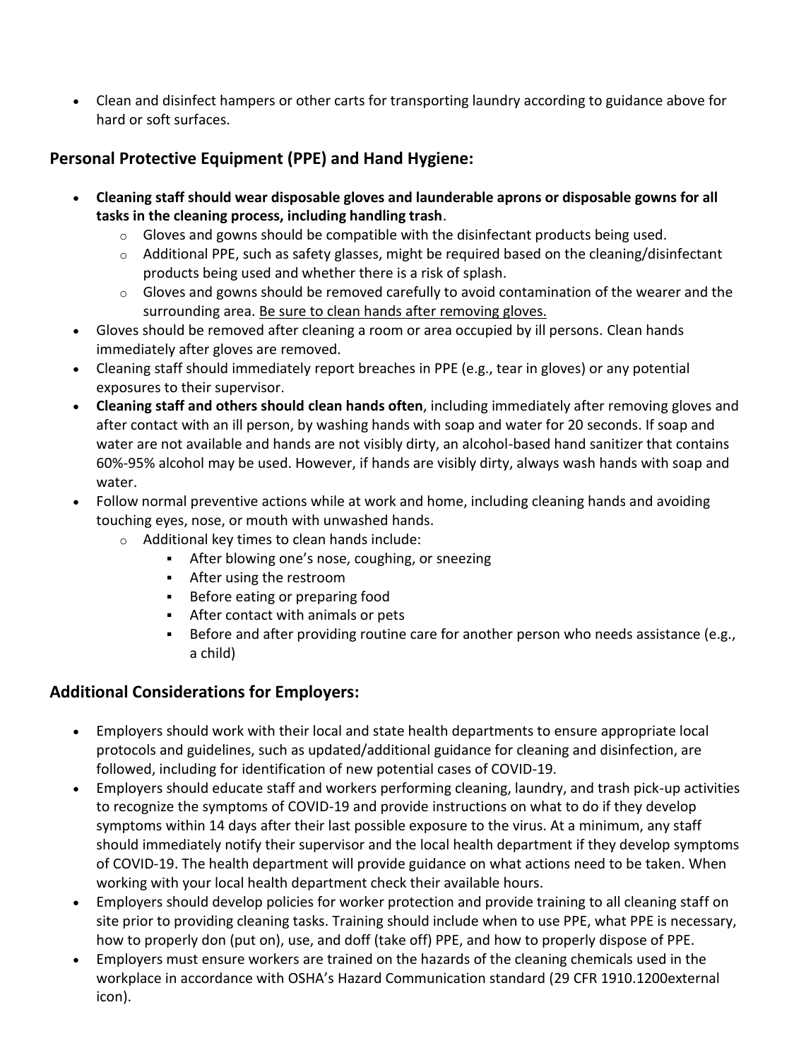- Clean and disinfect hampers or other carts for transporting laundry according to guidance above for hard or soft surfaces.

## Personal Protective Equipment (PPE) and Hand Hygiene:

- **Cleaning staff should wear disposable gloves and launderable aprons or disposable gowns for all tasks in the cleaning process, including handling trash**.
  - Gloves and gowns should be compatible with the disinfectant products being used.
  - Additional PPE, such as safety glasses, might be required based on the cleaning/disinfectant products being used and whether there is a risk of splash.
  - Gloves and gowns should be removed carefully to avoid contamination of the wearer and the surrounding area. <u>Be sure to clean hands after removing gloves.</u>
- Gloves should be removed after cleaning a room or area occupied by ill persons. Clean hands immediately after gloves are removed.
- Cleaning staff should immediately report breaches in PPE (e.g., tear in gloves) or any potential exposures to their supervisor.
- **Cleaning staff and others should clean hands often**, including immediately after removing gloves and after contact with an ill person, by washing hands with soap and water for 20 seconds. If soap and water are not available and hands are not visibly dirty, an alcohol-based hand sanitizer that contains 60%-95% alcohol may be used. However, if hands are visibly dirty, always wash hands with soap and water.
- Follow normal preventive actions while at work and home, including cleaning hands and avoiding touching eyes, nose, or mouth with unwashed hands.
  - Additional key times to clean hands include:
    - After blowing one's nose, coughing, or sneezing
    - After using the restroom
    - Before eating or preparing food
    - After contact with animals or pets
    - Before and after providing routine care for another person who needs assistance (e.g., a child)

## Additional Considerations for Employers:

- Employers should work with their local and state health departments to ensure appropriate local protocols and guidelines, such as updated/additional guidance for cleaning and disinfection, are followed, including for identification of new potential cases of COVID-19.
- Employers should educate staff and workers performing cleaning, laundry, and trash pick-up activities to recognize the symptoms of COVID-19 and provide instructions on what to do if they develop symptoms within 14 days after their last possible exposure to the virus. At a minimum, any staff should immediately notify their supervisor and the local health department if they develop symptoms of COVID-19. The health department will provide guidance on what actions need to be taken. When working with your local health department check their available hours.
- Employers should develop policies for worker protection and provide training to all cleaning staff on site prior to providing cleaning tasks. Training should include when to use PPE, what PPE is necessary, how to properly don (put on), use, and doff (take off) PPE, and how to properly dispose of PPE.
- Employers must ensure workers are trained on the hazards of the cleaning chemicals used in the workplace in accordance with OSHA's Hazard Communication standard (29 CFR 1910.1200external icon).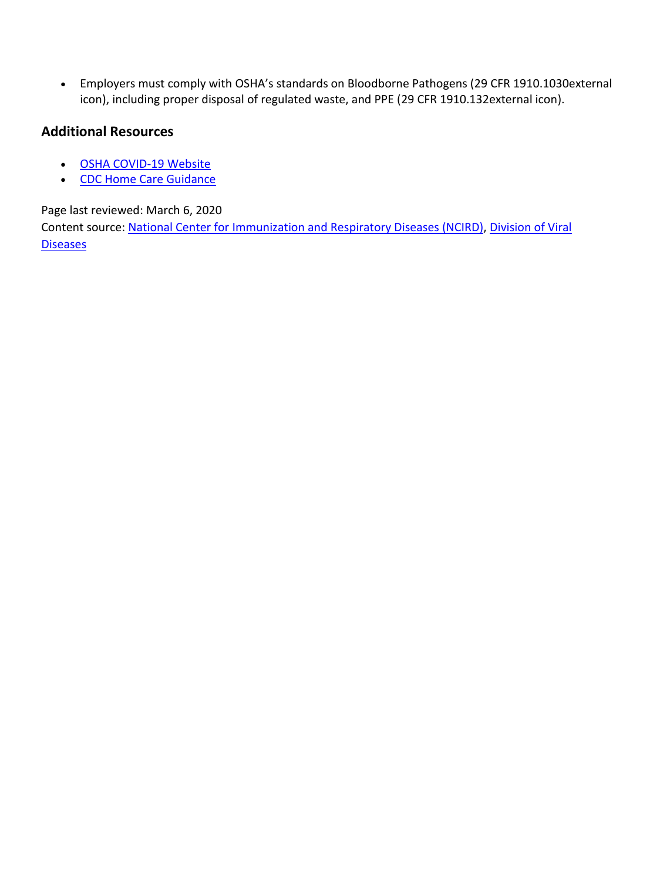- Employers must comply with OSHA's standards on Bloodborne Pathogens (29 CFR 1910.1030external icon), including proper disposal of regulated waste, and PPE (29 CFR 1910.132external icon).

## Additional Resources

- OSHA COVID-19 Website
- CDC Home Care Guidance

Page last reviewed: March 6, 2020

Content source: National Center for Immunization and Respiratory Diseases (NCIRD), Division of Viral Diseases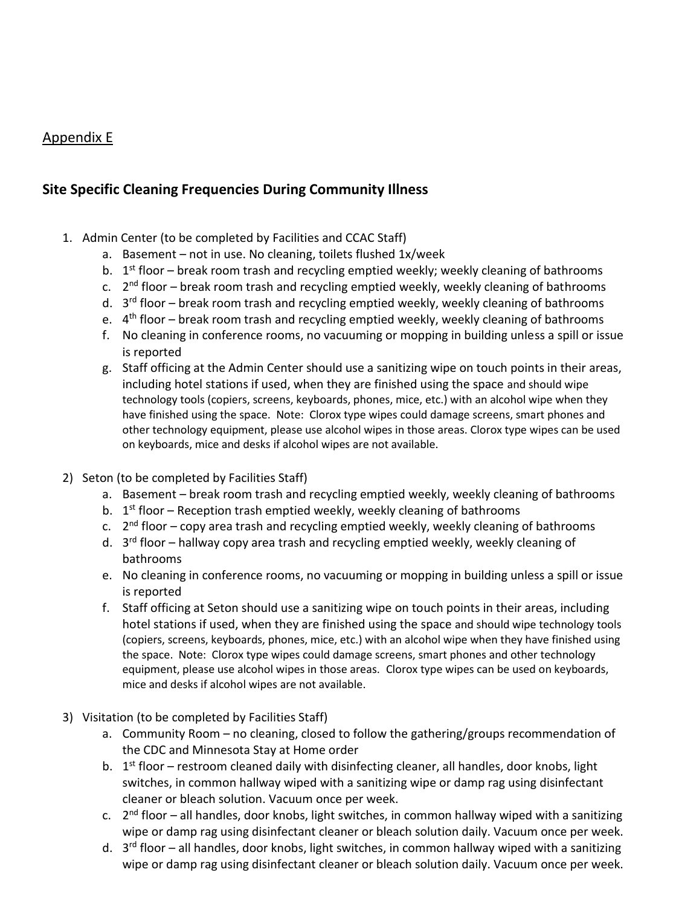Appendix E

## Site Specific Cleaning Frequencies During Community Illness

1. Admin Center (to be completed by Facilities and CCAC Staff)
   a. Basement – not in use. No cleaning, toilets flushed 1x/week
   b. 1st floor – break room trash and recycling emptied weekly; weekly cleaning of bathrooms
   c. 2nd floor – break room trash and recycling emptied weekly, weekly cleaning of bathrooms
   d. 3rd floor – break room trash and recycling emptied weekly, weekly cleaning of bathrooms
   e. 4th floor – break room trash and recycling emptied weekly, weekly cleaning of bathrooms
   f. No cleaning in conference rooms, no vacuuming or mopping in building unless a spill or issue is reported
   g. Staff officing at the Admin Center should use a sanitizing wipe on touch points in their areas, including hotel stations if used, when they are finished using the space and should wipe technology tools (copiers, screens, keyboards, phones, mice, etc.) with an alcohol wipe when they have finished using the space. Note: Clorox type wipes could damage screens, smart phones and other technology equipment, please use alcohol wipes in those areas. Clorox type wipes can be used on keyboards, mice and desks if alcohol wipes are not available.

2) Seton (to be completed by Facilities Staff)
   a. Basement – break room trash and recycling emptied weekly, weekly cleaning of bathrooms
   b. 1st floor – Reception trash emptied weekly, weekly cleaning of bathrooms
   c. 2nd floor – copy area trash and recycling emptied weekly, weekly cleaning of bathrooms
   d. 3rd floor – hallway copy area trash and recycling emptied weekly, weekly cleaning of bathrooms
   e. No cleaning in conference rooms, no vacuuming or mopping in building unless a spill or issue is reported
   f. Staff officing at Seton should use a sanitizing wipe on touch points in their areas, including hotel stations if used, when they are finished using the space and should wipe technology tools (copiers, screens, keyboards, phones, mice, etc.) with an alcohol wipe when they have finished using the space. Note: Clorox type wipes could damage screens, smart phones and other technology equipment, please use alcohol wipes in those areas. Clorox type wipes can be used on keyboards, mice and desks if alcohol wipes are not available.

3) Visitation (to be completed by Facilities Staff)
   a. Community Room – no cleaning, closed to follow the gathering/groups recommendation of the CDC and Minnesota Stay at Home order
   b. 1st floor – restroom cleaned daily with disinfecting cleaner, all handles, door knobs, light switches, in common hallway wiped with a sanitizing wipe or damp rag using disinfectant cleaner or bleach solution. Vacuum once per week.
   c. 2nd floor – all handles, door knobs, light switches, in common hallway wiped with a sanitizing wipe or damp rag using disinfectant cleaner or bleach solution daily. Vacuum once per week.
   d. 3rd floor – all handles, door knobs, light switches, in common hallway wiped with a sanitizing wipe or damp rag using disinfectant cleaner or bleach solution daily. Vacuum once per week.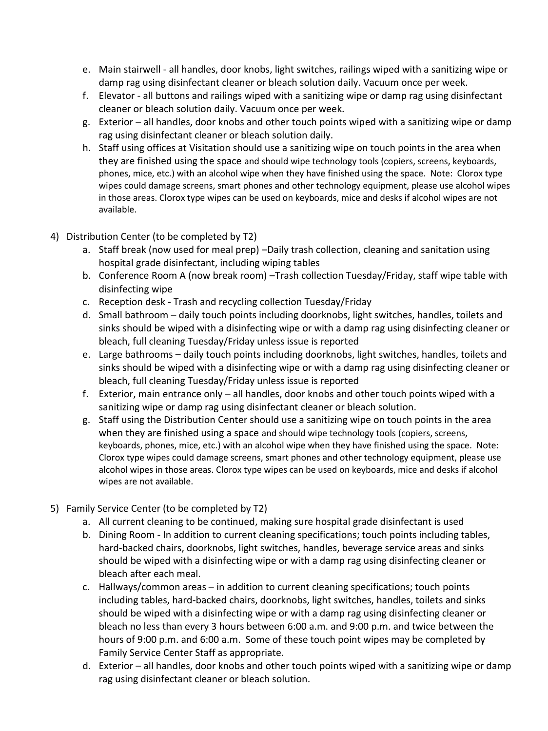e. Main stairwell - all handles, door knobs, light switches, railings wiped with a sanitizing wipe or damp rag using disinfectant cleaner or bleach solution daily. Vacuum once per week.
f. Elevator - all buttons and railings wiped with a sanitizing wipe or damp rag using disinfectant cleaner or bleach solution daily. Vacuum once per week.
g. Exterior – all handles, door knobs and other touch points wiped with a sanitizing wipe or damp rag using disinfectant cleaner or bleach solution daily.
h. Staff using offices at Visitation should use a sanitizing wipe on touch points in the area when they are finished using the space and should wipe technology tools (copiers, screens, keyboards, phones, mice, etc.) with an alcohol wipe when they have finished using the space. Note: Clorox type wipes could damage screens, smart phones and other technology equipment, please use alcohol wipes in those areas. Clorox type wipes can be used on keyboards, mice and desks if alcohol wipes are not available.

4) Distribution Center (to be completed by T2)
   a. Staff break (now used for meal prep) –Daily trash collection, cleaning and sanitation using hospital grade disinfectant, including wiping tables
   b. Conference Room A (now break room) –Trash collection Tuesday/Friday, staff wipe table with disinfecting wipe
   c. Reception desk - Trash and recycling collection Tuesday/Friday
   d. Small bathroom – daily touch points including doorknobs, light switches, handles, toilets and sinks should be wiped with a disinfecting wipe or with a damp rag using disinfecting cleaner or bleach, full cleaning Tuesday/Friday unless issue is reported
   e. Large bathrooms – daily touch points including doorknobs, light switches, handles, toilets and sinks should be wiped with a disinfecting wipe or with a damp rag using disinfecting cleaner or bleach, full cleaning Tuesday/Friday unless issue is reported
   f. Exterior, main entrance only – all handles, door knobs and other touch points wiped with a sanitizing wipe or damp rag using disinfectant cleaner or bleach solution.
   g. Staff using the Distribution Center should use a sanitizing wipe on touch points in the area when they are finished using a space and should wipe technology tools (copiers, screens, keyboards, phones, mice, etc.) with an alcohol wipe when they have finished using the space. Note: Clorox type wipes could damage screens, smart phones and other technology equipment, please use alcohol wipes in those areas. Clorox type wipes can be used on keyboards, mice and desks if alcohol wipes are not available.

5) Family Service Center (to be completed by T2)
   a. All current cleaning to be continued, making sure hospital grade disinfectant is used
   b. Dining Room - In addition to current cleaning specifications; touch points including tables, hard-backed chairs, doorknobs, light switches, handles, beverage service areas and sinks should be wiped with a disinfecting wipe or with a damp rag using disinfecting cleaner or bleach after each meal.
   c. Hallways/common areas – in addition to current cleaning specifications; touch points including tables, hard-backed chairs, doorknobs, light switches, handles, toilets and sinks should be wiped with a disinfecting wipe or with a damp rag using disinfecting cleaner or bleach no less than every 3 hours between 6:00 a.m. and 9:00 p.m. and twice between the hours of 9:00 p.m. and 6:00 a.m. Some of these touch point wipes may be completed by Family Service Center Staff as appropriate.
   d. Exterior – all handles, door knobs and other touch points wiped with a sanitizing wipe or damp rag using disinfectant cleaner or bleach solution.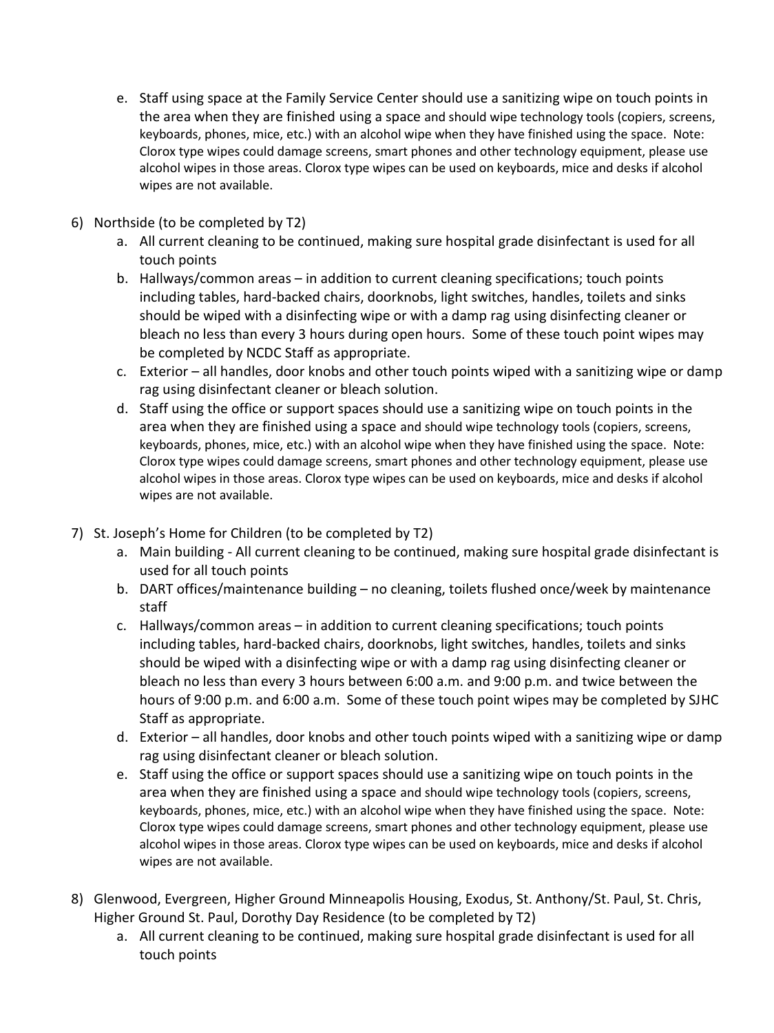e. Staff using space at the Family Service Center should use a sanitizing wipe on touch points in the area when they are finished using a space and should wipe technology tools (copiers, screens, keyboards, phones, mice, etc.) with an alcohol wipe when they have finished using the space. Note: Clorox type wipes could damage screens, smart phones and other technology equipment, please use alcohol wipes in those areas. Clorox type wipes can be used on keyboards, mice and desks if alcohol wipes are not available.

6) Northside (to be completed by T2)
   a. All current cleaning to be continued, making sure hospital grade disinfectant is used for all touch points
   b. Hallways/common areas – in addition to current cleaning specifications; touch points including tables, hard-backed chairs, doorknobs, light switches, handles, toilets and sinks should be wiped with a disinfecting wipe or with a damp rag using disinfecting cleaner or bleach no less than every 3 hours during open hours. Some of these touch point wipes may be completed by NCDC Staff as appropriate.
   c. Exterior – all handles, door knobs and other touch points wiped with a sanitizing wipe or damp rag using disinfectant cleaner or bleach solution.
   d. Staff using the office or support spaces should use a sanitizing wipe on touch points in the area when they are finished using a space and should wipe technology tools (copiers, screens, keyboards, phones, mice, etc.) with an alcohol wipe when they have finished using the space. Note: Clorox type wipes could damage screens, smart phones and other technology equipment, please use alcohol wipes in those areas. Clorox type wipes can be used on keyboards, mice and desks if alcohol wipes are not available.

7) St. Joseph's Home for Children (to be completed by T2)
   a. Main building - All current cleaning to be continued, making sure hospital grade disinfectant is used for all touch points
   b. DART offices/maintenance building – no cleaning, toilets flushed once/week by maintenance staff
   c. Hallways/common areas – in addition to current cleaning specifications; touch points including tables, hard-backed chairs, doorknobs, light switches, handles, toilets and sinks should be wiped with a disinfecting wipe or with a damp rag using disinfecting cleaner or bleach no less than every 3 hours between 6:00 a.m. and 9:00 p.m. and twice between the hours of 9:00 p.m. and 6:00 a.m. Some of these touch point wipes may be completed by SJHC Staff as appropriate.
   d. Exterior – all handles, door knobs and other touch points wiped with a sanitizing wipe or damp rag using disinfectant cleaner or bleach solution.
   e. Staff using the office or support spaces should use a sanitizing wipe on touch points in the area when they are finished using a space and should wipe technology tools (copiers, screens, keyboards, phones, mice, etc.) with an alcohol wipe when they have finished using the space. Note: Clorox type wipes could damage screens, smart phones and other technology equipment, please use alcohol wipes in those areas. Clorox type wipes can be used on keyboards, mice and desks if alcohol wipes are not available.

8) Glenwood, Evergreen, Higher Ground Minneapolis Housing, Exodus, St. Anthony/St. Paul, St. Chris, Higher Ground St. Paul, Dorothy Day Residence (to be completed by T2)
   a. All current cleaning to be continued, making sure hospital grade disinfectant is used for all touch points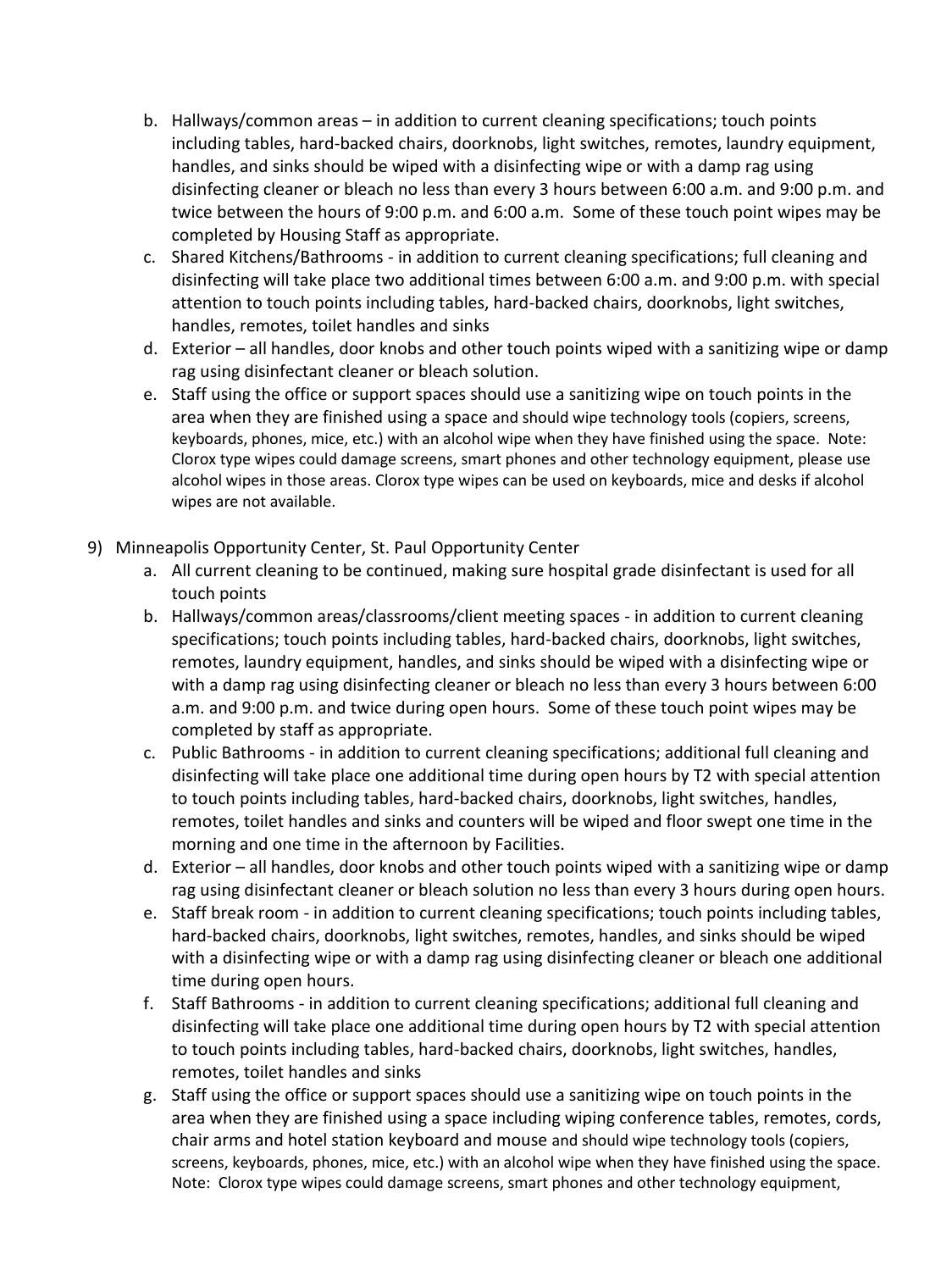b. Hallways/common areas – in addition to current cleaning specifications; touch points including tables, hard-backed chairs, doorknobs, light switches, remotes, laundry equipment, handles, and sinks should be wiped with a disinfecting wipe or with a damp rag using disinfecting cleaner or bleach no less than every 3 hours between 6:00 a.m. and 9:00 p.m. and twice between the hours of 9:00 p.m. and 6:00 a.m. Some of these touch point wipes may be completed by Housing Staff as appropriate.

c. Shared Kitchens/Bathrooms - in addition to current cleaning specifications; full cleaning and disinfecting will take place two additional times between 6:00 a.m. and 9:00 p.m. with special attention to touch points including tables, hard-backed chairs, doorknobs, light switches, handles, remotes, toilet handles and sinks

d. Exterior – all handles, door knobs and other touch points wiped with a sanitizing wipe or damp rag using disinfectant cleaner or bleach solution.

e. Staff using the office or support spaces should use a sanitizing wipe on touch points in the area when they are finished using a space and should wipe technology tools (copiers, screens, keyboards, phones, mice, etc.) with an alcohol wipe when they have finished using the space. Note: Clorox type wipes could damage screens, smart phones and other technology equipment, please use alcohol wipes in those areas. Clorox type wipes can be used on keyboards, mice and desks if alcohol wipes are not available.

9) Minneapolis Opportunity Center, St. Paul Opportunity Center

a. All current cleaning to be continued, making sure hospital grade disinfectant is used for all touch points

b. Hallways/common areas/classrooms/client meeting spaces - in addition to current cleaning specifications; touch points including tables, hard-backed chairs, doorknobs, light switches, remotes, laundry equipment, handles, and sinks should be wiped with a disinfecting wipe or with a damp rag using disinfecting cleaner or bleach no less than every 3 hours between 6:00 a.m. and 9:00 p.m. and twice during open hours. Some of these touch point wipes may be completed by staff as appropriate.

c. Public Bathrooms - in addition to current cleaning specifications; additional full cleaning and disinfecting will take place one additional time during open hours by T2 with special attention to touch points including tables, hard-backed chairs, doorknobs, light switches, handles, remotes, toilet handles and sinks and counters will be wiped and floor swept one time in the morning and one time in the afternoon by Facilities.

d. Exterior – all handles, door knobs and other touch points wiped with a sanitizing wipe or damp rag using disinfectant cleaner or bleach solution no less than every 3 hours during open hours.

e. Staff break room - in addition to current cleaning specifications; touch points including tables, hard-backed chairs, doorknobs, light switches, remotes, handles, and sinks should be wiped with a disinfecting wipe or with a damp rag using disinfecting cleaner or bleach one additional time during open hours.

f. Staff Bathrooms - in addition to current cleaning specifications; additional full cleaning and disinfecting will take place one additional time during open hours by T2 with special attention to touch points including tables, hard-backed chairs, doorknobs, light switches, handles, remotes, toilet handles and sinks

g. Staff using the office or support spaces should use a sanitizing wipe on touch points in the area when they are finished using a space including wiping conference tables, remotes, cords, chair arms and hotel station keyboard and mouse and should wipe technology tools (copiers, screens, keyboards, phones, mice, etc.) with an alcohol wipe when they have finished using the space. Note: Clorox type wipes could damage screens, smart phones and other technology equipment,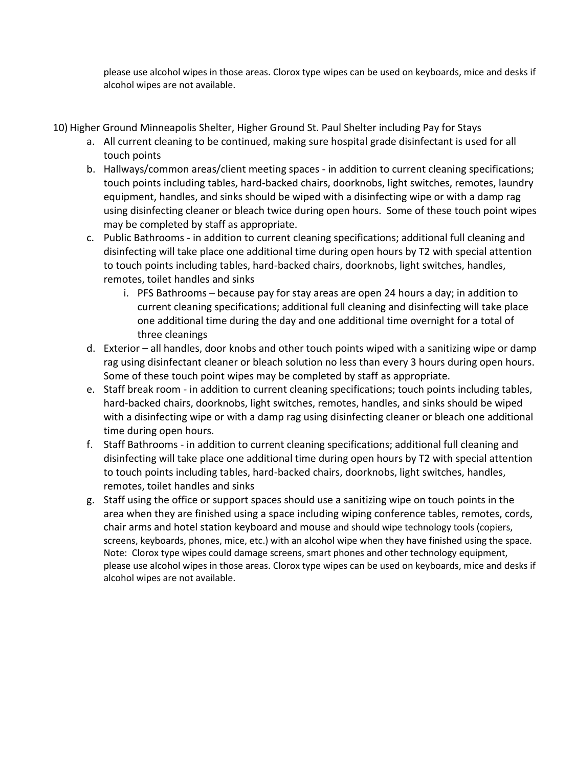please use alcohol wipes in those areas. Clorox type wipes can be used on keyboards, mice and desks if alcohol wipes are not available.

10) Higher Ground Minneapolis Shelter, Higher Ground St. Paul Shelter including Pay for Stays
    a. All current cleaning to be continued, making sure hospital grade disinfectant is used for all touch points
    b. Hallways/common areas/client meeting spaces - in addition to current cleaning specifications; touch points including tables, hard-backed chairs, doorknobs, light switches, remotes, laundry equipment, handles, and sinks should be wiped with a disinfecting wipe or with a damp rag using disinfecting cleaner or bleach twice during open hours. Some of these touch point wipes may be completed by staff as appropriate.
    c. Public Bathrooms - in addition to current cleaning specifications; additional full cleaning and disinfecting will take place one additional time during open hours by T2 with special attention to touch points including tables, hard-backed chairs, doorknobs, light switches, handles, remotes, toilet handles and sinks
        i. PFS Bathrooms – because pay for stay areas are open 24 hours a day; in addition to current cleaning specifications; additional full cleaning and disinfecting will take place one additional time during the day and one additional time overnight for a total of three cleanings
    d. Exterior – all handles, door knobs and other touch points wiped with a sanitizing wipe or damp rag using disinfectant cleaner or bleach solution no less than every 3 hours during open hours. Some of these touch point wipes may be completed by staff as appropriate.
    e. Staff break room - in addition to current cleaning specifications; touch points including tables, hard-backed chairs, doorknobs, light switches, remotes, handles, and sinks should be wiped with a disinfecting wipe or with a damp rag using disinfecting cleaner or bleach one additional time during open hours.
    f. Staff Bathrooms - in addition to current cleaning specifications; additional full cleaning and disinfecting will take place one additional time during open hours by T2 with special attention to touch points including tables, hard-backed chairs, doorknobs, light switches, handles, remotes, toilet handles and sinks
    g. Staff using the office or support spaces should use a sanitizing wipe on touch points in the area when they are finished using a space including wiping conference tables, remotes, cords, chair arms and hotel station keyboard and mouse and should wipe technology tools (copiers, screens, keyboards, phones, mice, etc.) with an alcohol wipe when they have finished using the space. Note: Clorox type wipes could damage screens, smart phones and other technology equipment, please use alcohol wipes in those areas. Clorox type wipes can be used on keyboards, mice and desks if alcohol wipes are not available.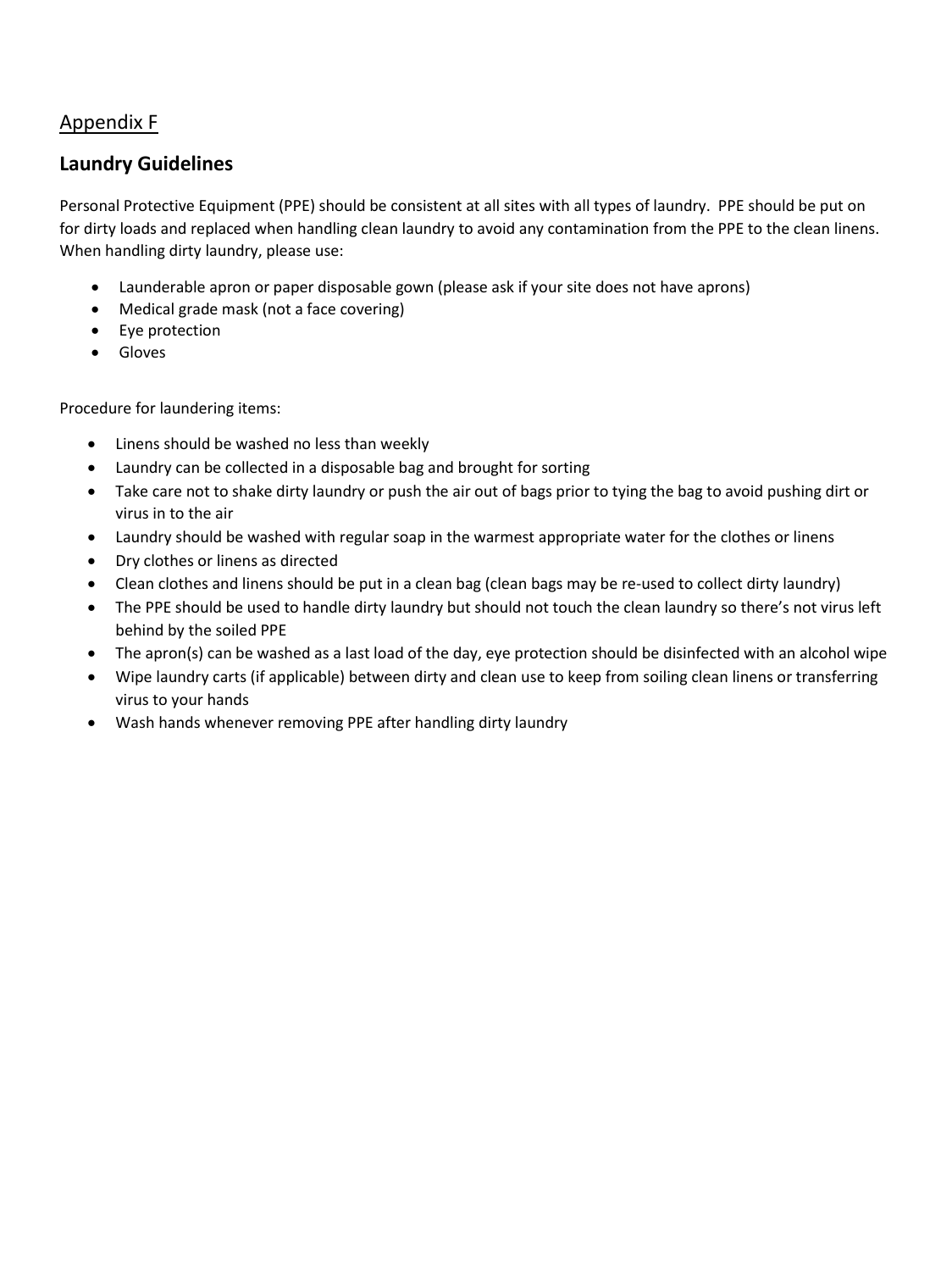Appendix F

## Laundry Guidelines

Personal Protective Equipment (PPE) should be consistent at all sites with all types of laundry. PPE should be put on for dirty loads and replaced when handling clean laundry to avoid any contamination from the PPE to the clean linens. When handling dirty laundry, please use:

- Launderable apron or paper disposable gown (please ask if your site does not have aprons)
- Medical grade mask (not a face covering)
- Eye protection
- Gloves

Procedure for laundering items:

- Linens should be washed no less than weekly
- Laundry can be collected in a disposable bag and brought for sorting
- Take care not to shake dirty laundry or push the air out of bags prior to tying the bag to avoid pushing dirt or virus in to the air
- Laundry should be washed with regular soap in the warmest appropriate water for the clothes or linens
- Dry clothes or linens as directed
- Clean clothes and linens should be put in a clean bag (clean bags may be re-used to collect dirty laundry)
- The PPE should be used to handle dirty laundry but should not touch the clean laundry so there's not virus left behind by the soiled PPE
- The apron(s) can be washed as a last load of the day, eye protection should be disinfected with an alcohol wipe
- Wipe laundry carts (if applicable) between dirty and clean use to keep from soiling clean linens or transferring virus to your hands
- Wash hands whenever removing PPE after handling dirty laundry